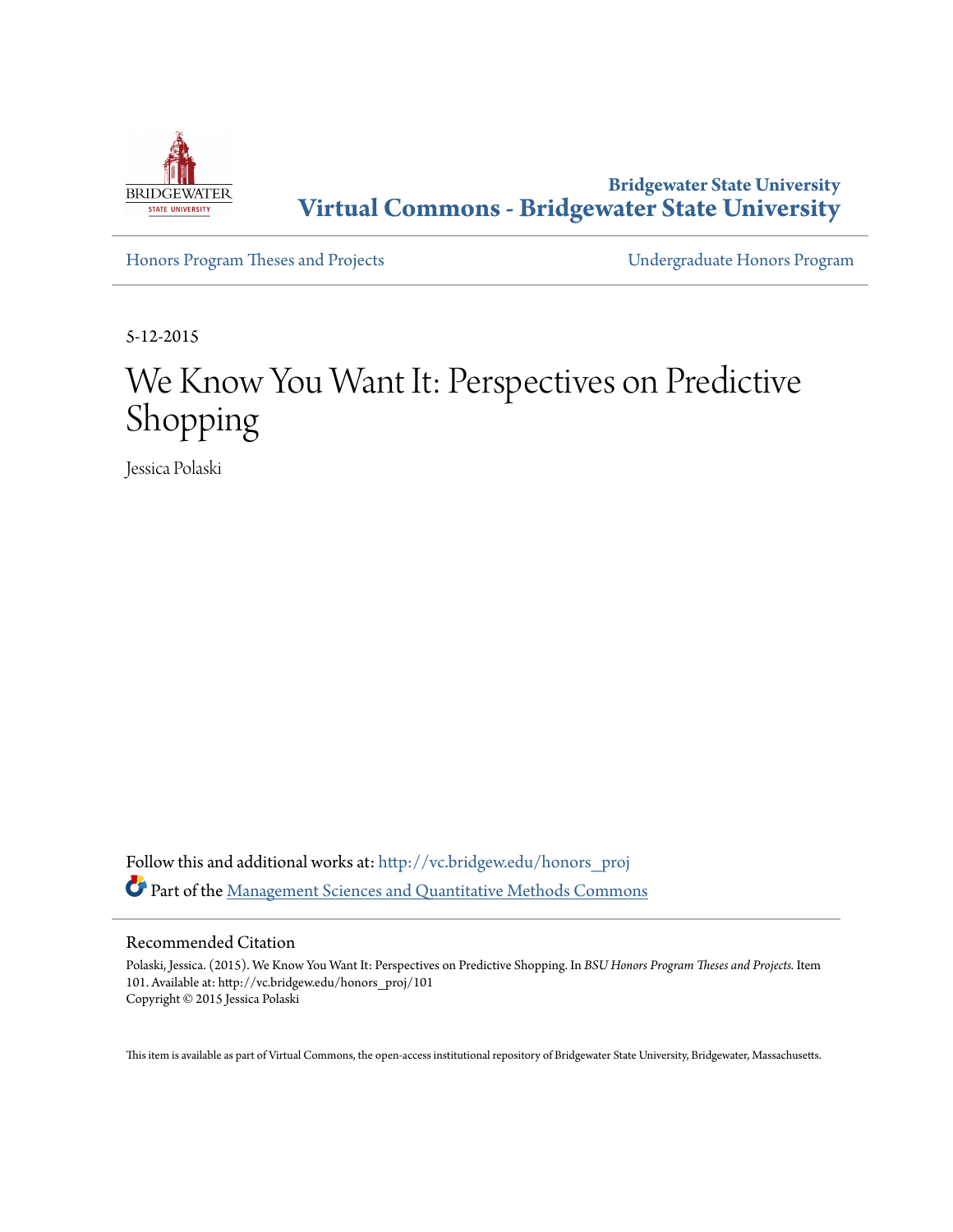Bridgewater State University
# Virtual Commons - Bridgewater State University

Honors Program Theses and Projects | Undergraduate Honors Program

5-12-2015

# We Know You Want It: Perspectives on Predictive Shopping

Jessica Polaski

Follow this and additional works at: http://vc.bridgew.edu/honors_proj

Part of the Management Sciences and Quantitative Methods Commons

## Recommended Citation

Polaski, Jessica. (2015). We Know You Want It: Perspectives on Predictive Shopping. In *BSU Honors Program Theses and Projects.* Item 101. Available at: http://vc.bridgew.edu/honors_proj/101
Copyright © 2015 Jessica Polaski

This item is available as part of Virtual Commons, the open-access institutional repository of Bridgewater State University, Bridgewater, Massachusetts.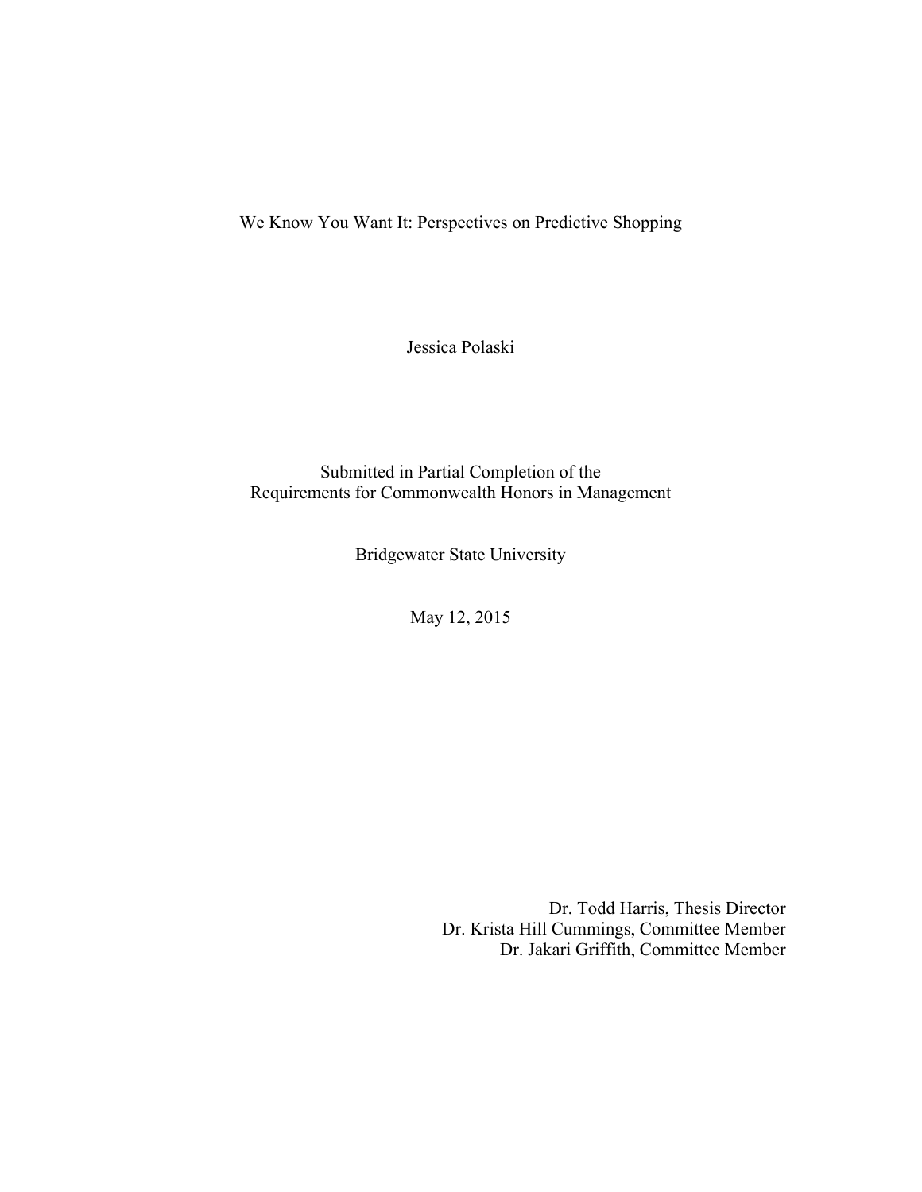# We Know You Want It: Perspectives on Predictive Shopping

Jessica Polaski

Submitted in Partial Completion of the
Requirements for Commonwealth Honors in Management

Bridgewater State University

May 12, 2015

Dr. Todd Harris, Thesis Director
Dr. Krista Hill Cummings, Committee Member
Dr. Jakari Griffith, Committee Member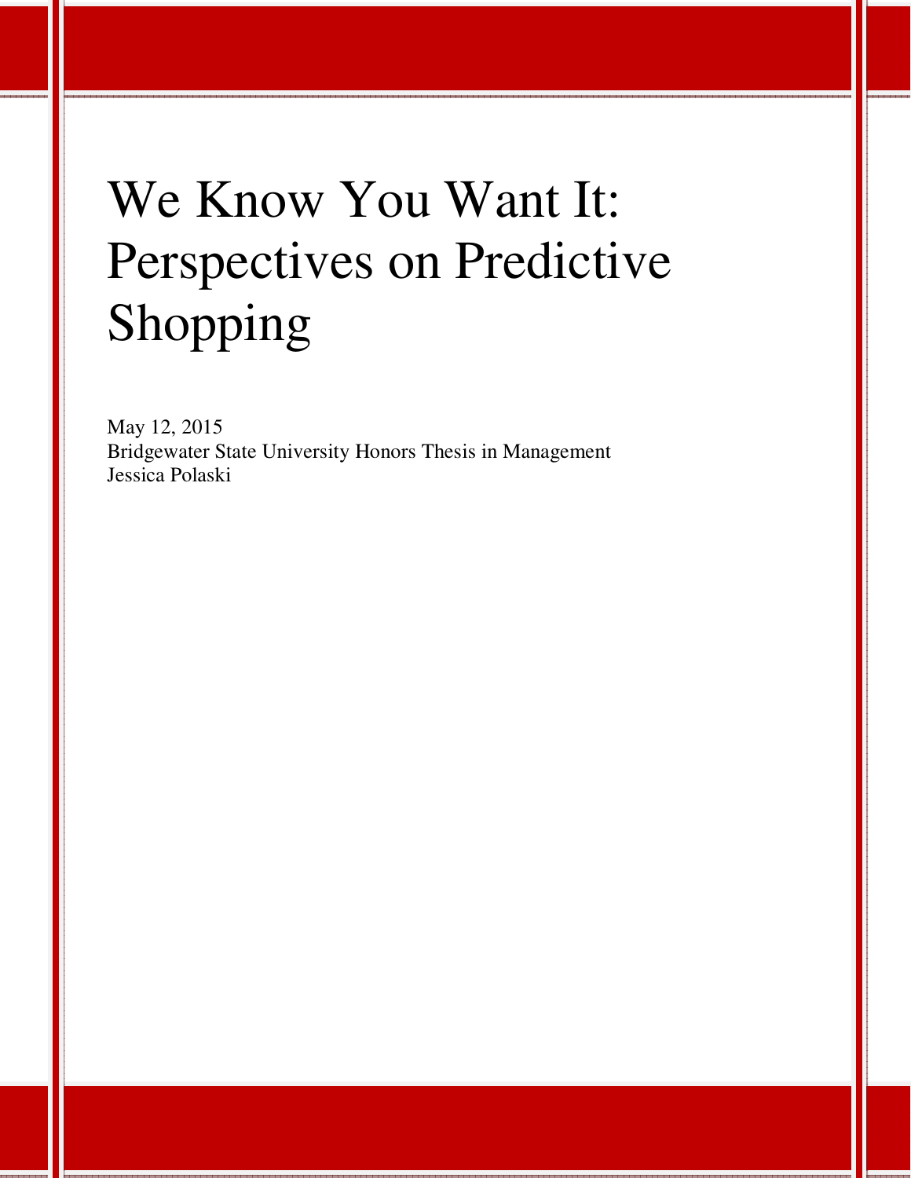# We Know You Want It: Perspectives on Predictive Shopping

May 12, 2015
Bridgewater State University Honors Thesis in Management
Jessica Polaski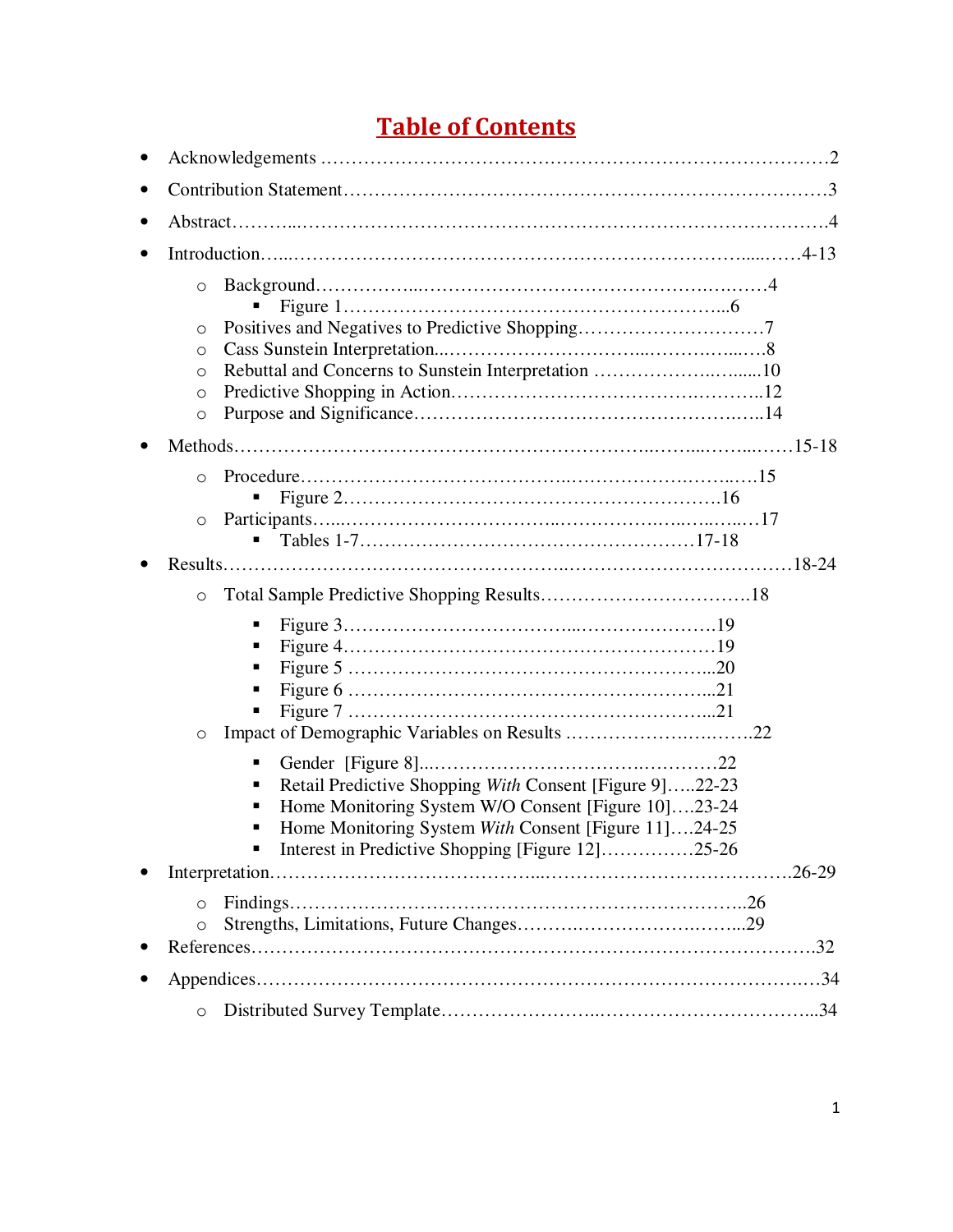# Table of Contents

- Acknowledgements ........................................................................................2
- Contribution Statement..................................................................................3
- Abstract..........................................................................................................4
- Introduction.............................................................................................4-13
  - Background.......................................................................4
    - Figure 1.....................................................................6
  - Positives and Negatives to Predictive Shopping...............................7
  - Cass Sunstein Interpretation.......................................................8
  - Rebuttal and Concerns to Sunstein Interpretation ..........................10
  - Predictive Shopping in Action.....................................................12
  - Purpose and Significance..........................................................14
- Methods..................................................................................................15-18
  - Procedure.........................................................................15
    - Figure 2.....................................................................16
  - Participants.......................................................................17
    - Tables 1-7.............................................................17-18
- Results..................................................................................................18-24
  - Total Sample Predictive Shopping Results....................................18
    - Figure 3.....................................................................19
    - Figure 4.....................................................................19
    - Figure 5 ....................................................................20
    - Figure 6 ....................................................................21
    - Figure 7 ....................................................................21
  - Impact of Demographic Variables on Results ...............................22
    - Gender [Figure 8]..........................................................22
    - Retail Predictive Shopping *With* Consent [Figure 9].....22-23
    - Home Monitoring System W/O Consent [Figure 10]....23-24
    - Home Monitoring System *With* Consent [Figure 11]....24-25
    - Interest in Predictive Shopping [Figure 12]...............25-26
- Interpretation.......................................................................................26-29
  - Findings.............................................................................26
  - Strengths, Limitations, Future Changes.......................................29
- References.....................................................................................................32
- Appendices....................................................................................................34
  - Distributed Survey Template.......................................................34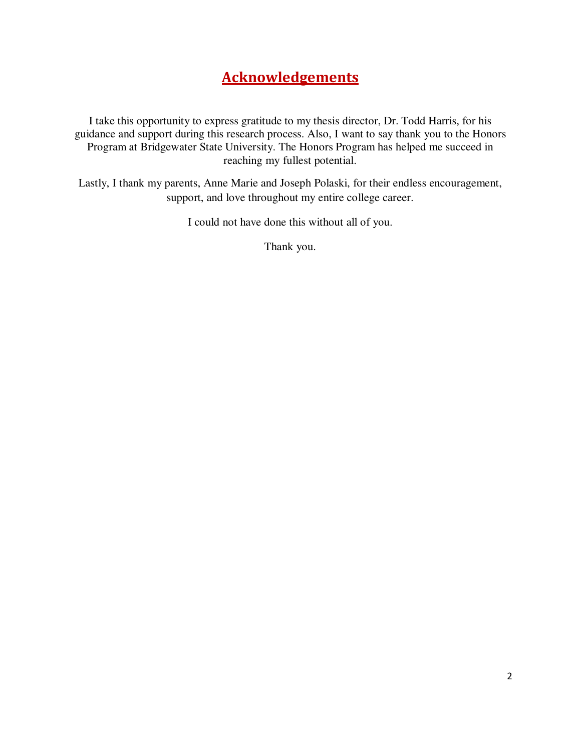# Acknowledgements

I take this opportunity to express gratitude to my thesis director, Dr. Todd Harris, for his guidance and support during this research process. Also, I want to say thank you to the Honors Program at Bridgewater State University. The Honors Program has helped me succeed in reaching my fullest potential.

Lastly, I thank my parents, Anne Marie and Joseph Polaski, for their endless encouragement, support, and love throughout my entire college career.

I could not have done this without all of you.

Thank you.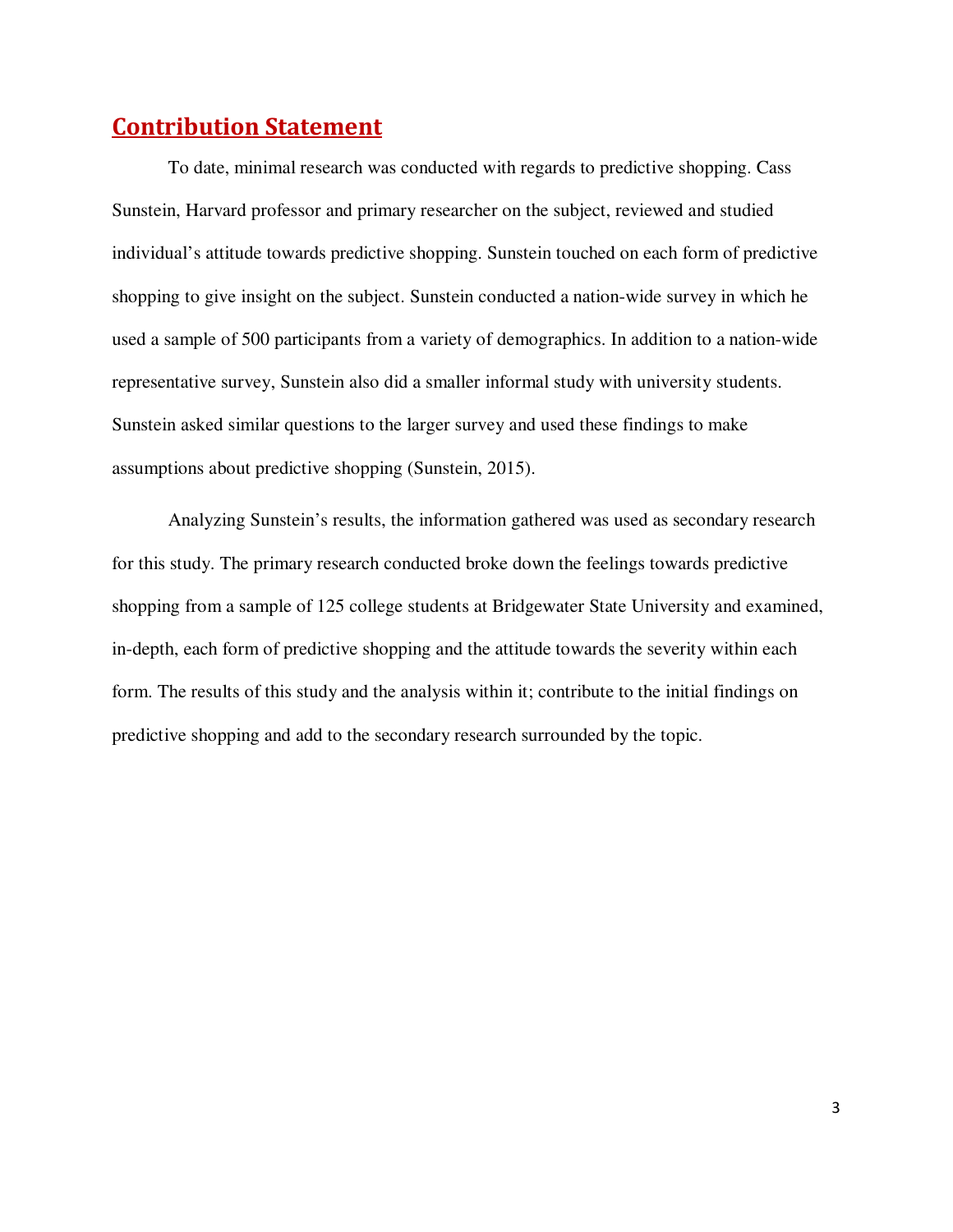## Contribution Statement

To date, minimal research was conducted with regards to predictive shopping. Cass Sunstein, Harvard professor and primary researcher on the subject, reviewed and studied individual's attitude towards predictive shopping. Sunstein touched on each form of predictive shopping to give insight on the subject. Sunstein conducted a nation-wide survey in which he used a sample of 500 participants from a variety of demographics. In addition to a nation-wide representative survey, Sunstein also did a smaller informal study with university students. Sunstein asked similar questions to the larger survey and used these findings to make assumptions about predictive shopping (Sunstein, 2015).

Analyzing Sunstein's results, the information gathered was used as secondary research for this study. The primary research conducted broke down the feelings towards predictive shopping from a sample of 125 college students at Bridgewater State University and examined, in-depth, each form of predictive shopping and the attitude towards the severity within each form. The results of this study and the analysis within it; contribute to the initial findings on predictive shopping and add to the secondary research surrounded by the topic.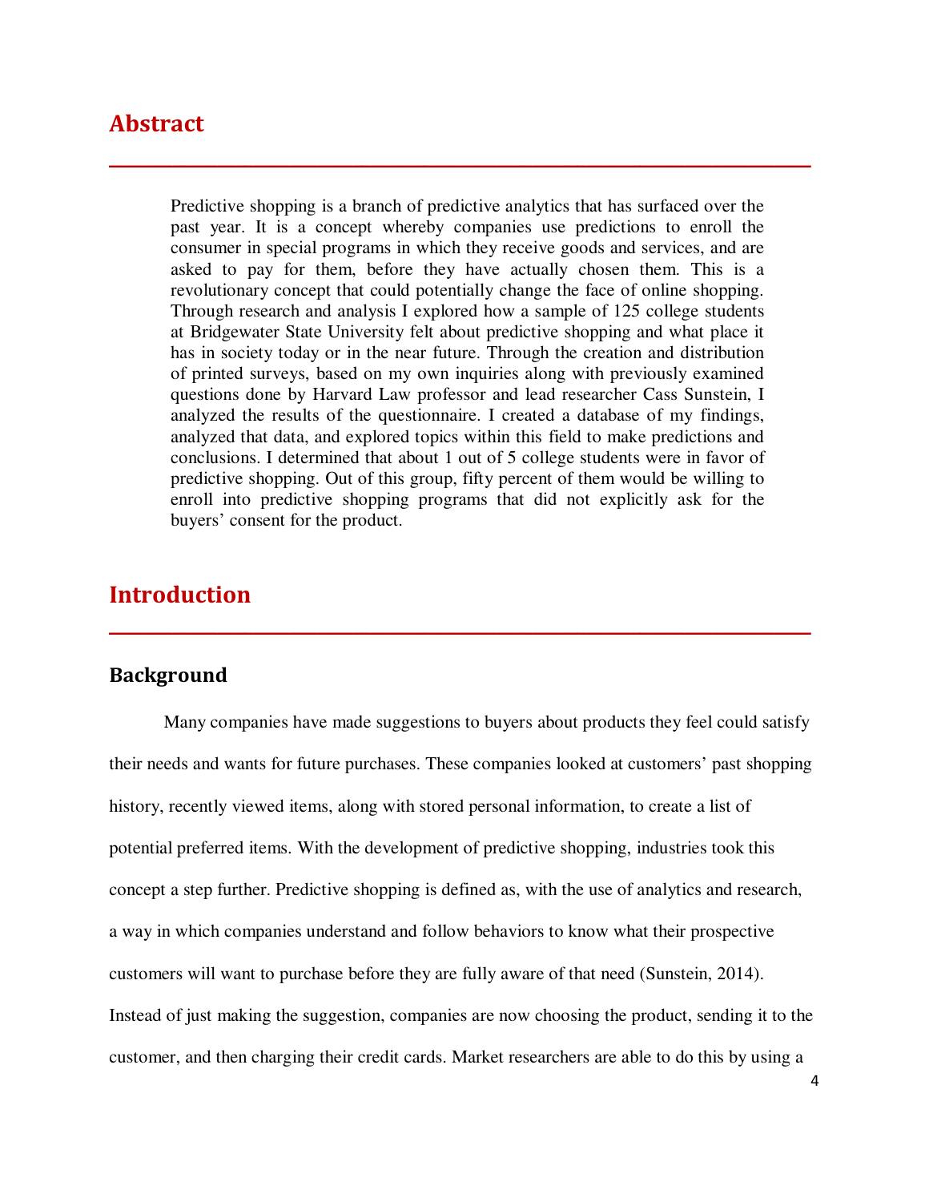# Abstract

Predictive shopping is a branch of predictive analytics that has surfaced over the past year. It is a concept whereby companies use predictions to enroll the consumer in special programs in which they receive goods and services, and are asked to pay for them, before they have actually chosen them. This is a revolutionary concept that could potentially change the face of online shopping. Through research and analysis I explored how a sample of 125 college students at Bridgewater State University felt about predictive shopping and what place it has in society today or in the near future. Through the creation and distribution of printed surveys, based on my own inquiries along with previously examined questions done by Harvard Law professor and lead researcher Cass Sunstein, I analyzed the results of the questionnaire. I created a database of my findings, analyzed that data, and explored topics within this field to make predictions and conclusions. I determined that about 1 out of 5 college students were in favor of predictive shopping. Out of this group, fifty percent of them would be willing to enroll into predictive shopping programs that did not explicitly ask for the buyers' consent for the product.

# Introduction

## Background

Many companies have made suggestions to buyers about products they feel could satisfy their needs and wants for future purchases. These companies looked at customers' past shopping history, recently viewed items, along with stored personal information, to create a list of potential preferred items. With the development of predictive shopping, industries took this concept a step further. Predictive shopping is defined as, with the use of analytics and research, a way in which companies understand and follow behaviors to know what their prospective customers will want to purchase before they are fully aware of that need (Sunstein, 2014). Instead of just making the suggestion, companies are now choosing the product, sending it to the customer, and then charging their credit cards. Market researchers are able to do this by using a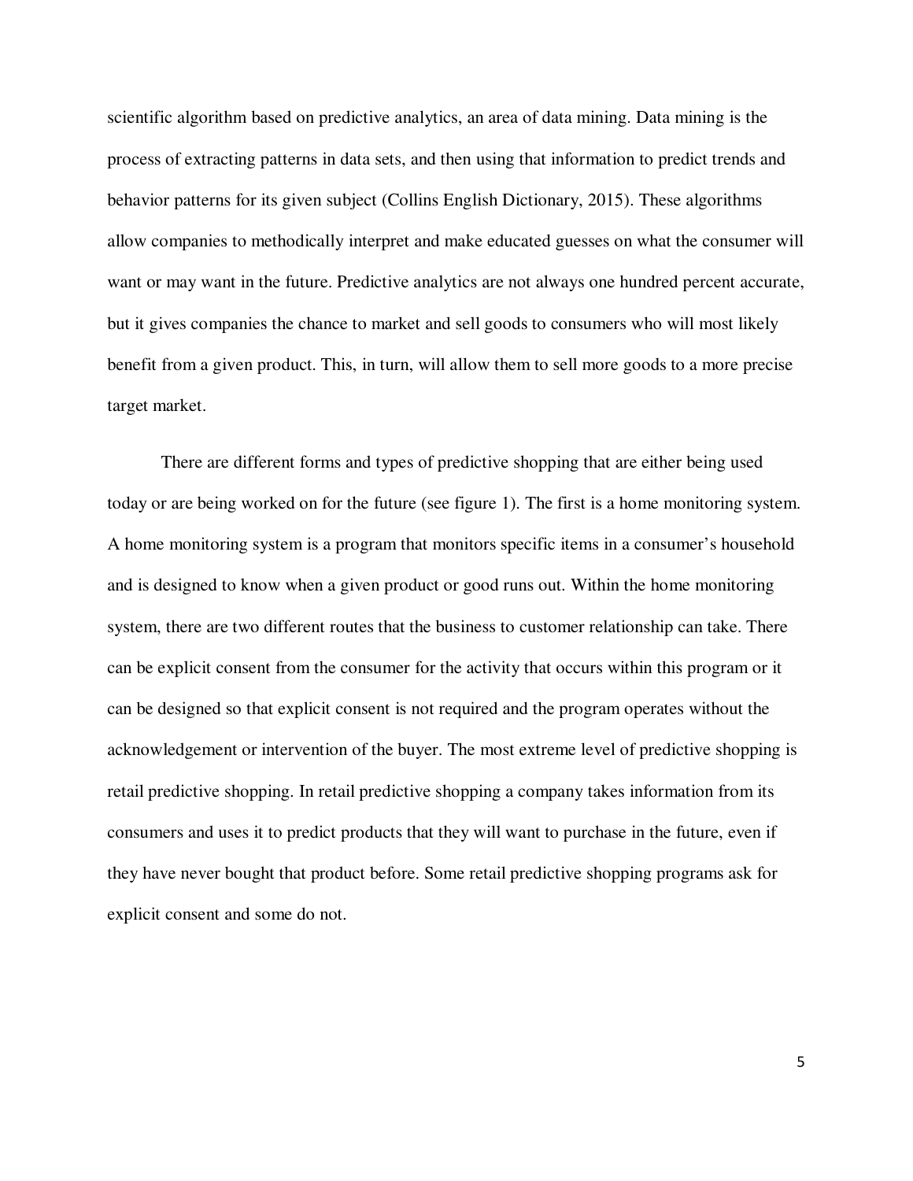scientific algorithm based on predictive analytics, an area of data mining. Data mining is the process of extracting patterns in data sets, and then using that information to predict trends and behavior patterns for its given subject (Collins English Dictionary, 2015). These algorithms allow companies to methodically interpret and make educated guesses on what the consumer will want or may want in the future. Predictive analytics are not always one hundred percent accurate, but it gives companies the chance to market and sell goods to consumers who will most likely benefit from a given product. This, in turn, will allow them to sell more goods to a more precise target market.

There are different forms and types of predictive shopping that are either being used today or are being worked on for the future (see figure 1). The first is a home monitoring system. A home monitoring system is a program that monitors specific items in a consumer's household and is designed to know when a given product or good runs out. Within the home monitoring system, there are two different routes that the business to customer relationship can take. There can be explicit consent from the consumer for the activity that occurs within this program or it can be designed so that explicit consent is not required and the program operates without the acknowledgement or intervention of the buyer. The most extreme level of predictive shopping is retail predictive shopping. In retail predictive shopping a company takes information from its consumers and uses it to predict products that they will want to purchase in the future, even if they have never bought that product before. Some retail predictive shopping programs ask for explicit consent and some do not.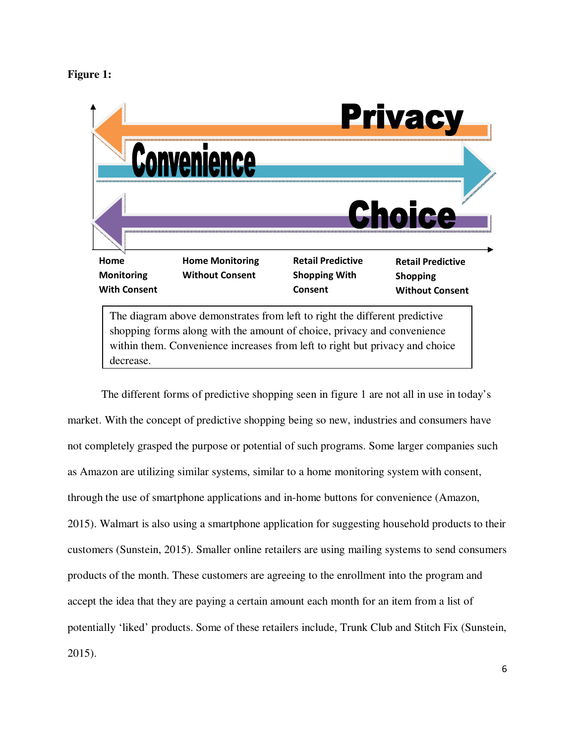**Figure 1:**

Privacy

Convenience

Choice

| Home Monitoring With Consent | Home Monitoring Without Consent | Retail Predictive Shopping With Consent | Retail Predictive Shopping Without Consent |
|---|---|---|---|

The diagram above demonstrates from left to right the different predictive shopping forms along with the amount of choice, privacy and convenience within them. Convenience increases from left to right but privacy and choice decrease.

The different forms of predictive shopping seen in figure 1 are not all in use in today's market. With the concept of predictive shopping being so new, industries and consumers have not completely grasped the purpose or potential of such programs. Some larger companies such as Amazon are utilizing similar systems, similar to a home monitoring system with consent, through the use of smartphone applications and in-home buttons for convenience (Amazon, 2015). Walmart is also using a smartphone application for suggesting household products to their customers (Sunstein, 2015). Smaller online retailers are using mailing systems to send consumers products of the month. These customers are agreeing to the enrollment into the program and accept the idea that they are paying a certain amount each month for an item from a list of potentially 'liked' products. Some of these retailers include, Trunk Club and Stitch Fix (Sunstein, 2015).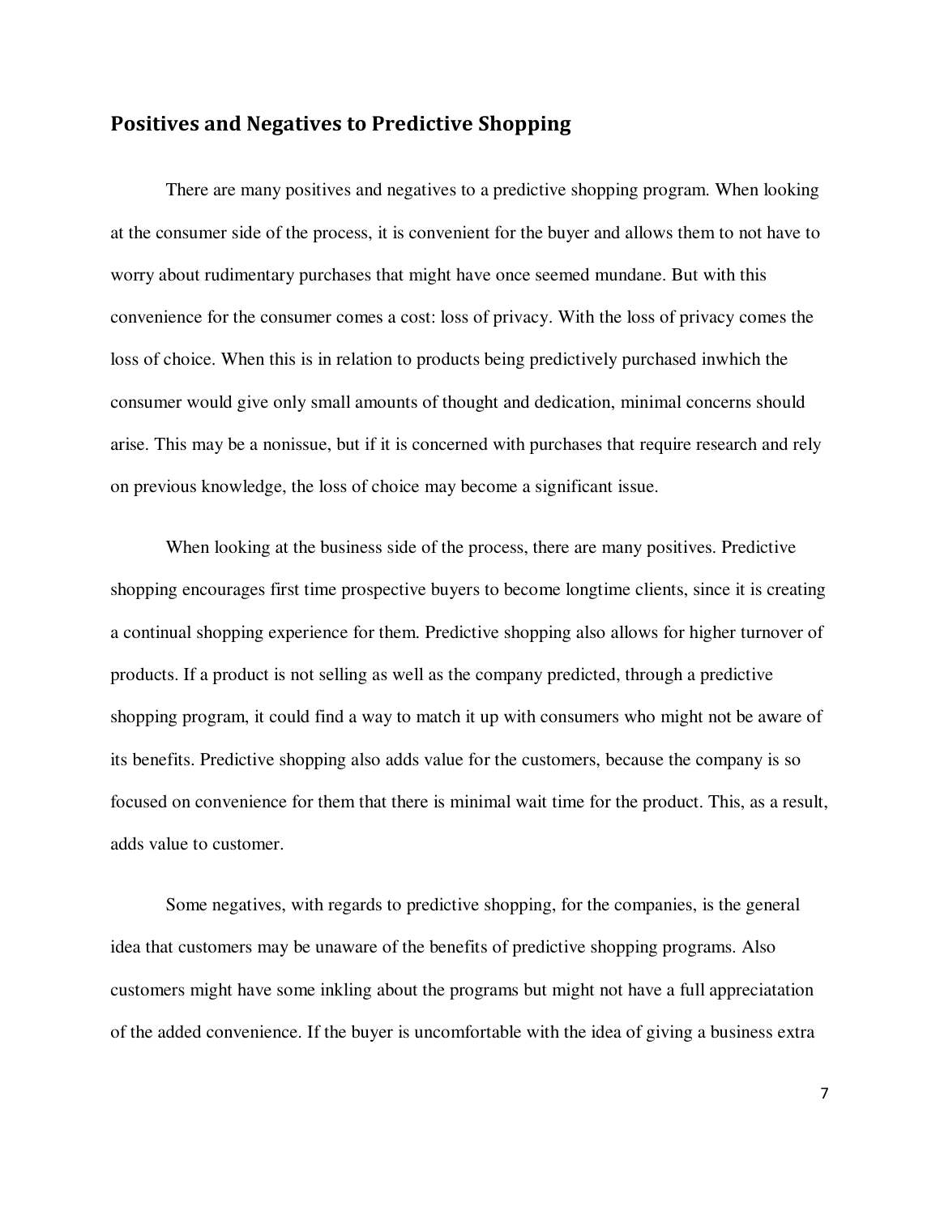## Positives and Negatives to Predictive Shopping

There are many positives and negatives to a predictive shopping program. When looking at the consumer side of the process, it is convenient for the buyer and allows them to not have to worry about rudimentary purchases that might have once seemed mundane. But with this convenience for the consumer comes a cost: loss of privacy. With the loss of privacy comes the loss of choice. When this is in relation to products being predictively purchased inwhich the consumer would give only small amounts of thought and dedication, minimal concerns should arise. This may be a nonissue, but if it is concerned with purchases that require research and rely on previous knowledge, the loss of choice may become a significant issue.

When looking at the business side of the process, there are many positives. Predictive shopping encourages first time prospective buyers to become longtime clients, since it is creating a continual shopping experience for them. Predictive shopping also allows for higher turnover of products. If a product is not selling as well as the company predicted, through a predictive shopping program, it could find a way to match it up with consumers who might not be aware of its benefits. Predictive shopping also adds value for the customers, because the company is so focused on convenience for them that there is minimal wait time for the product. This, as a result, adds value to customer.

Some negatives, with regards to predictive shopping, for the companies, is the general idea that customers may be unaware of the benefits of predictive shopping programs. Also customers might have some inkling about the programs but might not have a full appreciatation of the added convenience. If the buyer is uncomfortable with the idea of giving a business extra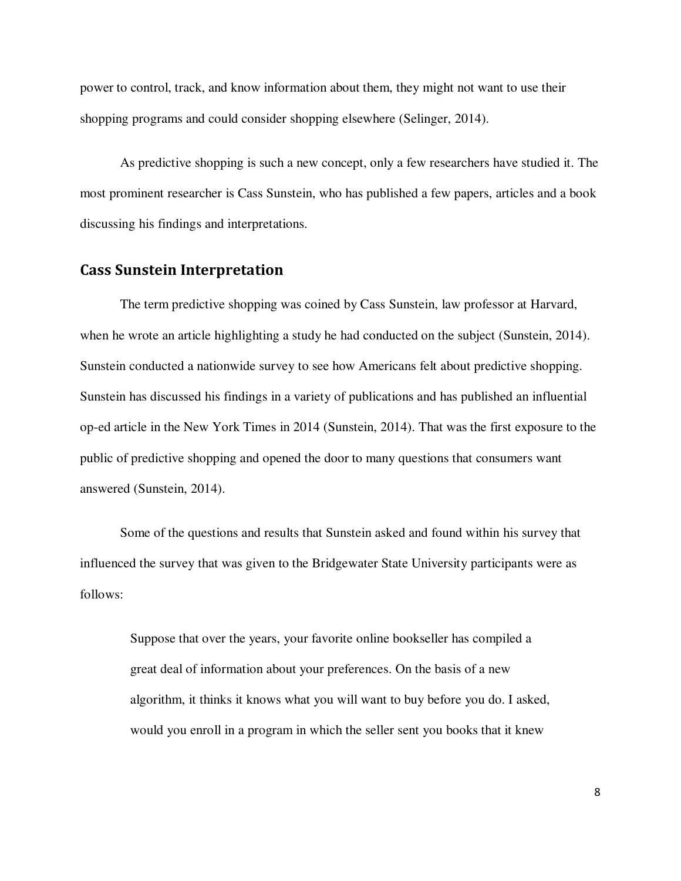power to control, track, and know information about them, they might not want to use their shopping programs and could consider shopping elsewhere (Selinger, 2014).

As predictive shopping is such a new concept, only a few researchers have studied it. The most prominent researcher is Cass Sunstein, who has published a few papers, articles and a book discussing his findings and interpretations.

## Cass Sunstein Interpretation

The term predictive shopping was coined by Cass Sunstein, law professor at Harvard, when he wrote an article highlighting a study he had conducted on the subject (Sunstein, 2014). Sunstein conducted a nationwide survey to see how Americans felt about predictive shopping. Sunstein has discussed his findings in a variety of publications and has published an influential op-ed article in the New York Times in 2014 (Sunstein, 2014). That was the first exposure to the public of predictive shopping and opened the door to many questions that consumers want answered (Sunstein, 2014).

Some of the questions and results that Sunstein asked and found within his survey that influenced the survey that was given to the Bridgewater State University participants were as follows:

> Suppose that over the years, your favorite online bookseller has compiled a great deal of information about your preferences. On the basis of a new algorithm, it thinks it knows what you will want to buy before you do. I asked, would you enroll in a program in which the seller sent you books that it knew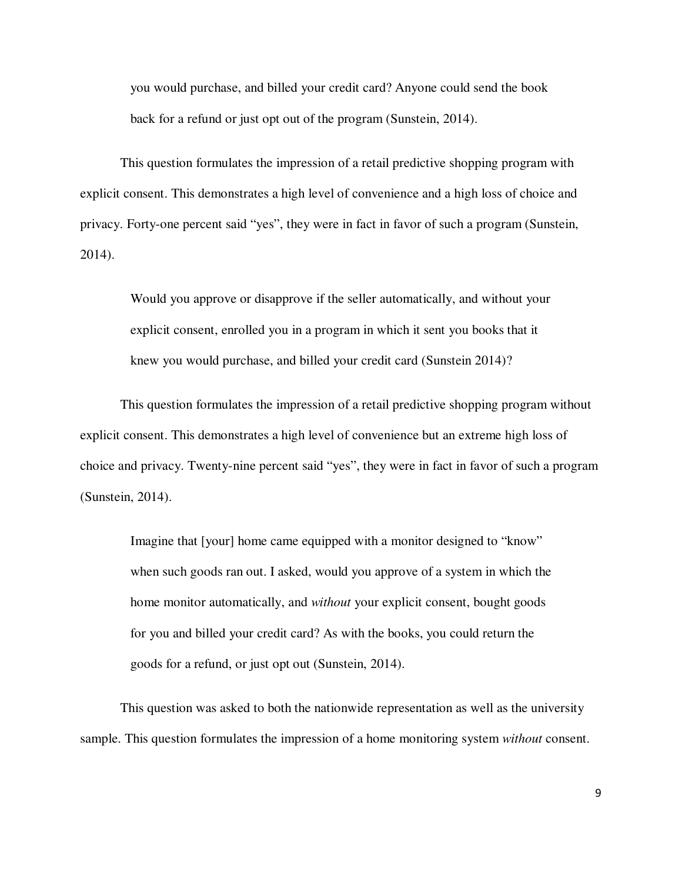> you would purchase, and billed your credit card? Anyone could send the book back for a refund or just opt out of the program (Sunstein, 2014).

This question formulates the impression of a retail predictive shopping program with explicit consent. This demonstrates a high level of convenience and a high loss of choice and privacy. Forty-one percent said "yes", they were in fact in favor of such a program (Sunstein, 2014).

> Would you approve or disapprove if the seller automatically, and without your explicit consent, enrolled you in a program in which it sent you books that it knew you would purchase, and billed your credit card (Sunstein 2014)?

This question formulates the impression of a retail predictive shopping program without explicit consent. This demonstrates a high level of convenience but an extreme high loss of choice and privacy. Twenty-nine percent said "yes", they were in fact in favor of such a program (Sunstein, 2014).

> Imagine that [your] home came equipped with a monitor designed to "know" when such goods ran out. I asked, would you approve of a system in which the home monitor automatically, and *without* your explicit consent, bought goods for you and billed your credit card? As with the books, you could return the goods for a refund, or just opt out (Sunstein, 2014).

This question was asked to both the nationwide representation as well as the university sample. This question formulates the impression of a home monitoring system *without* consent.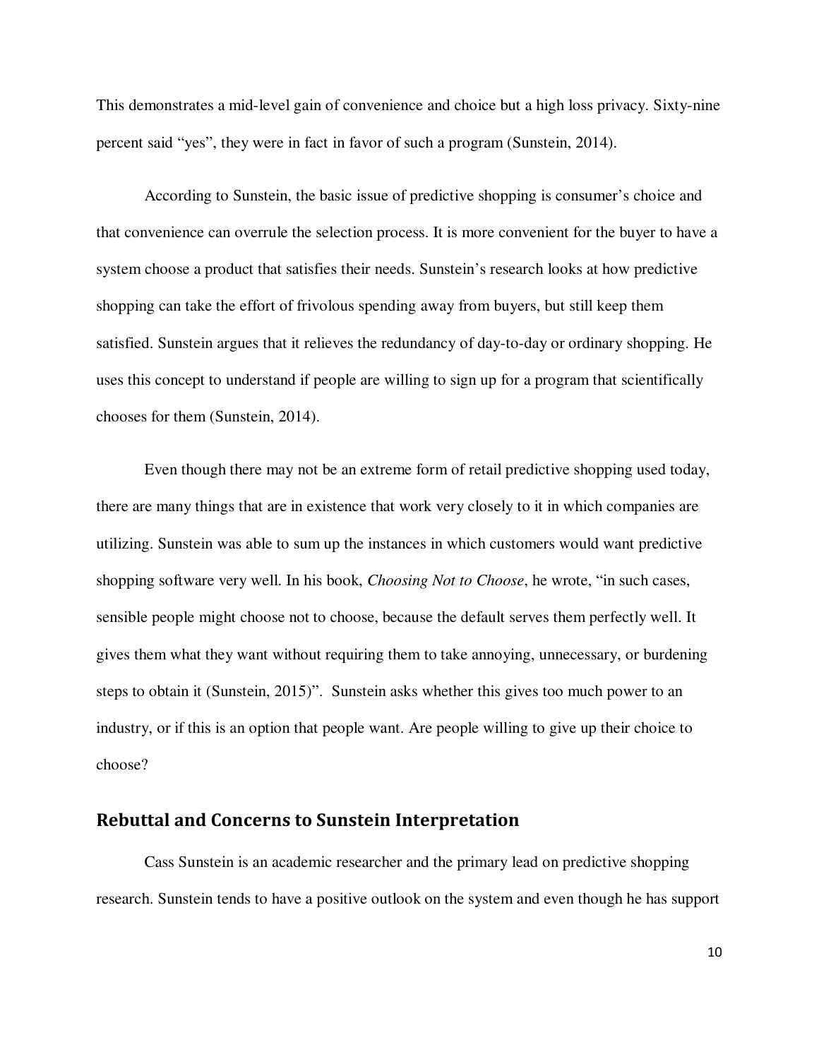This demonstrates a mid-level gain of convenience and choice but a high loss privacy. Sixty-nine percent said "yes", they were in fact in favor of such a program (Sunstein, 2014).

According to Sunstein, the basic issue of predictive shopping is consumer's choice and that convenience can overrule the selection process. It is more convenient for the buyer to have a system choose a product that satisfies their needs. Sunstein's research looks at how predictive shopping can take the effort of frivolous spending away from buyers, but still keep them satisfied. Sunstein argues that it relieves the redundancy of day-to-day or ordinary shopping. He uses this concept to understand if people are willing to sign up for a program that scientifically chooses for them (Sunstein, 2014).

Even though there may not be an extreme form of retail predictive shopping used today, there are many things that are in existence that work very closely to it in which companies are utilizing. Sunstein was able to sum up the instances in which customers would want predictive shopping software very well. In his book, *Choosing Not to Choose*, he wrote, "in such cases, sensible people might choose not to choose, because the default serves them perfectly well. It gives them what they want without requiring them to take annoying, unnecessary, or burdening steps to obtain it (Sunstein, 2015)". Sunstein asks whether this gives too much power to an industry, or if this is an option that people want. Are people willing to give up their choice to choose?

## Rebuttal and Concerns to Sunstein Interpretation

Cass Sunstein is an academic researcher and the primary lead on predictive shopping research. Sunstein tends to have a positive outlook on the system and even though he has support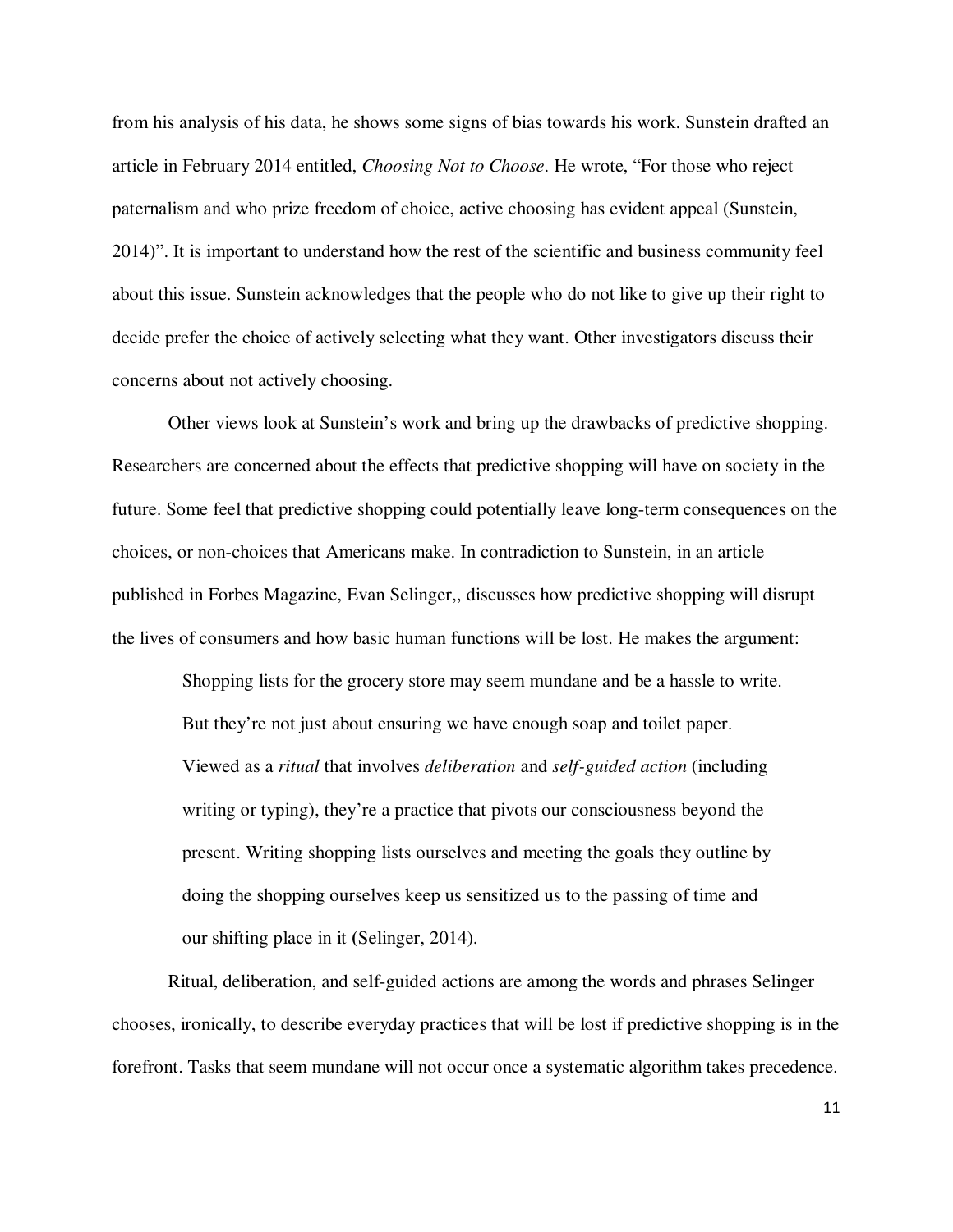from his analysis of his data, he shows some signs of bias towards his work. Sunstein drafted an article in February 2014 entitled, *Choosing Not to Choose*. He wrote, "For those who reject paternalism and who prize freedom of choice, active choosing has evident appeal (Sunstein, 2014)". It is important to understand how the rest of the scientific and business community feel about this issue. Sunstein acknowledges that the people who do not like to give up their right to decide prefer the choice of actively selecting what they want. Other investigators discuss their concerns about not actively choosing.

Other views look at Sunstein's work and bring up the drawbacks of predictive shopping. Researchers are concerned about the effects that predictive shopping will have on society in the future. Some feel that predictive shopping could potentially leave long-term consequences on the choices, or non-choices that Americans make. In contradiction to Sunstein, in an article published in Forbes Magazine, Evan Selinger,, discusses how predictive shopping will disrupt the lives of consumers and how basic human functions will be lost. He makes the argument:

> Shopping lists for the grocery store may seem mundane and be a hassle to write. But they're not just about ensuring we have enough soap and toilet paper. Viewed as a *ritual* that involves *deliberation* and *self-guided action* (including writing or typing), they're a practice that pivots our consciousness beyond the present. Writing shopping lists ourselves and meeting the goals they outline by doing the shopping ourselves keep us sensitized us to the passing of time and our shifting place in it (Selinger, 2014).

Ritual, deliberation, and self-guided actions are among the words and phrases Selinger chooses, ironically, to describe everyday practices that will be lost if predictive shopping is in the forefront. Tasks that seem mundane will not occur once a systematic algorithm takes precedence.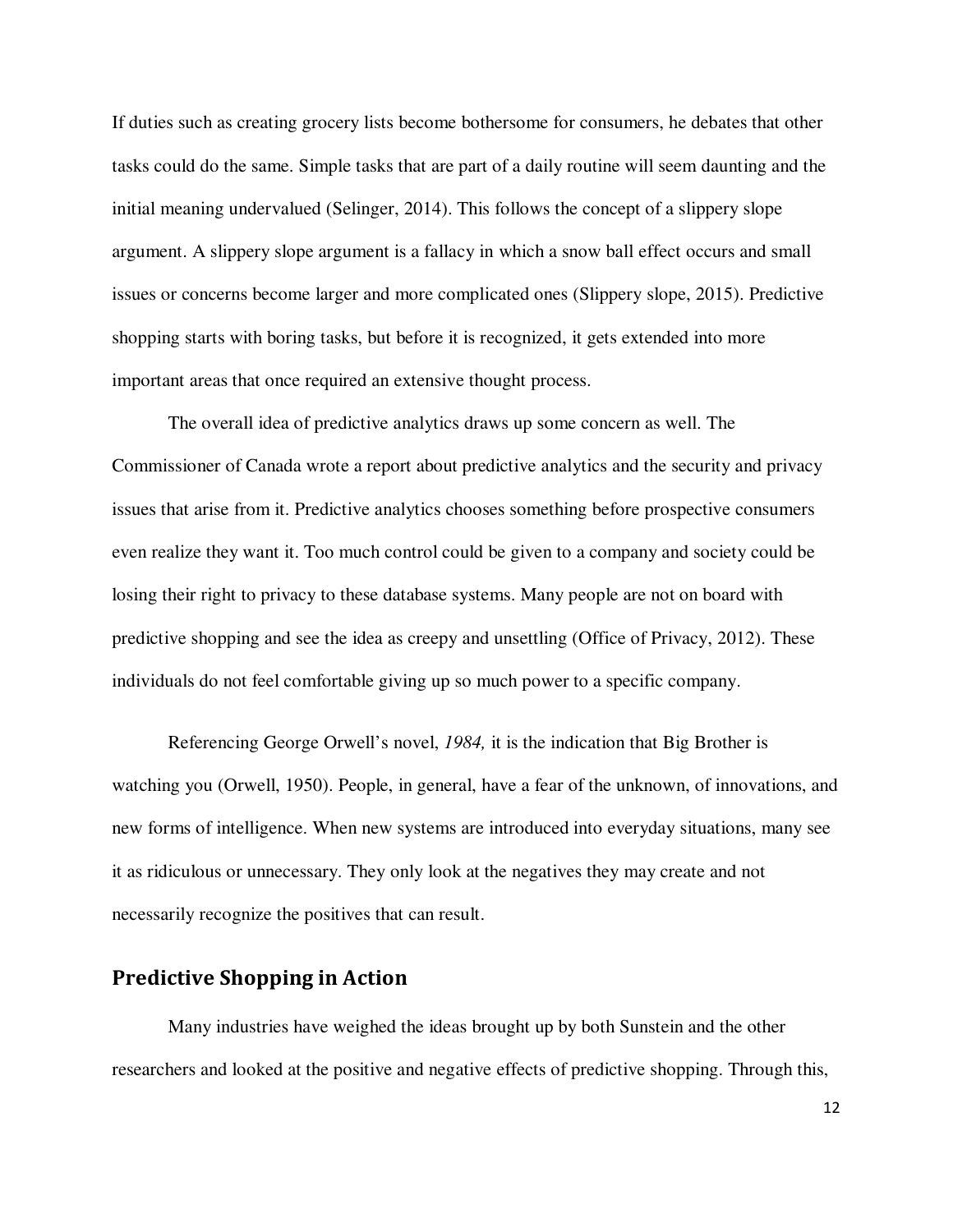If duties such as creating grocery lists become bothersome for consumers, he debates that other tasks could do the same. Simple tasks that are part of a daily routine will seem daunting and the initial meaning undervalued (Selinger, 2014). This follows the concept of a slippery slope argument. A slippery slope argument is a fallacy in which a snow ball effect occurs and small issues or concerns become larger and more complicated ones (Slippery slope, 2015). Predictive shopping starts with boring tasks, but before it is recognized, it gets extended into more important areas that once required an extensive thought process.

The overall idea of predictive analytics draws up some concern as well. The Commissioner of Canada wrote a report about predictive analytics and the security and privacy issues that arise from it. Predictive analytics chooses something before prospective consumers even realize they want it. Too much control could be given to a company and society could be losing their right to privacy to these database systems. Many people are not on board with predictive shopping and see the idea as creepy and unsettling (Office of Privacy, 2012). These individuals do not feel comfortable giving up so much power to a specific company.

Referencing George Orwell's novel, *1984,* it is the indication that Big Brother is watching you (Orwell, 1950). People, in general, have a fear of the unknown, of innovations, and new forms of intelligence. When new systems are introduced into everyday situations, many see it as ridiculous or unnecessary. They only look at the negatives they may create and not necessarily recognize the positives that can result.

## Predictive Shopping in Action

Many industries have weighed the ideas brought up by both Sunstein and the other researchers and looked at the positive and negative effects of predictive shopping. Through this,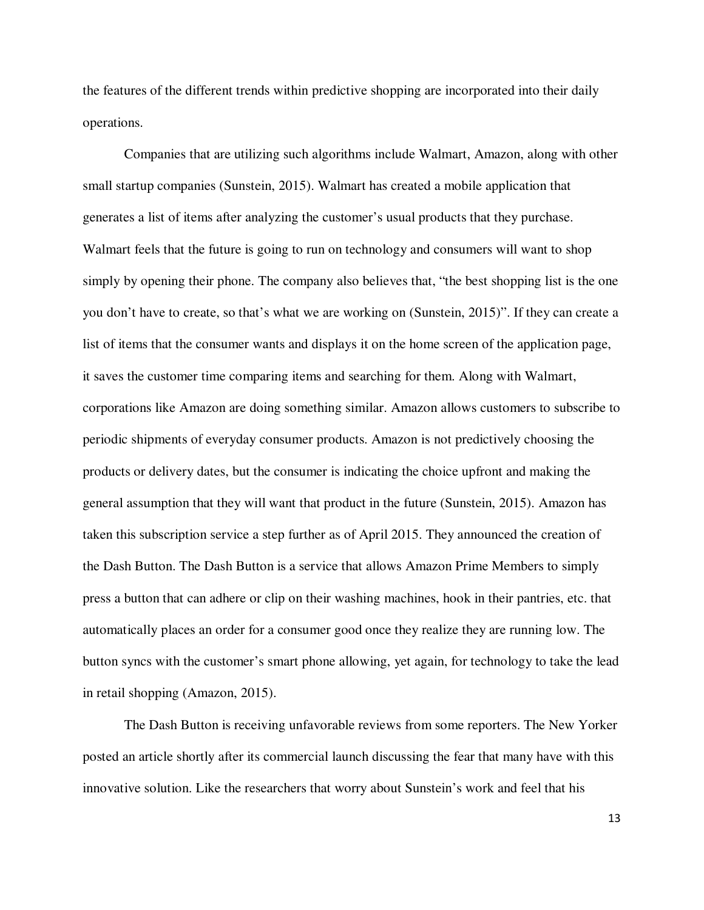the features of the different trends within predictive shopping are incorporated into their daily operations.

Companies that are utilizing such algorithms include Walmart, Amazon, along with other small startup companies (Sunstein, 2015). Walmart has created a mobile application that generates a list of items after analyzing the customer's usual products that they purchase. Walmart feels that the future is going to run on technology and consumers will want to shop simply by opening their phone. The company also believes that, "the best shopping list is the one you don't have to create, so that's what we are working on (Sunstein, 2015)". If they can create a list of items that the consumer wants and displays it on the home screen of the application page, it saves the customer time comparing items and searching for them. Along with Walmart, corporations like Amazon are doing something similar. Amazon allows customers to subscribe to periodic shipments of everyday consumer products. Amazon is not predictively choosing the products or delivery dates, but the consumer is indicating the choice upfront and making the general assumption that they will want that product in the future (Sunstein, 2015). Amazon has taken this subscription service a step further as of April 2015. They announced the creation of the Dash Button. The Dash Button is a service that allows Amazon Prime Members to simply press a button that can adhere or clip on their washing machines, hook in their pantries, etc. that automatically places an order for a consumer good once they realize they are running low. The button syncs with the customer's smart phone allowing, yet again, for technology to take the lead in retail shopping (Amazon, 2015).

The Dash Button is receiving unfavorable reviews from some reporters. The New Yorker posted an article shortly after its commercial launch discussing the fear that many have with this innovative solution. Like the researchers that worry about Sunstein's work and feel that his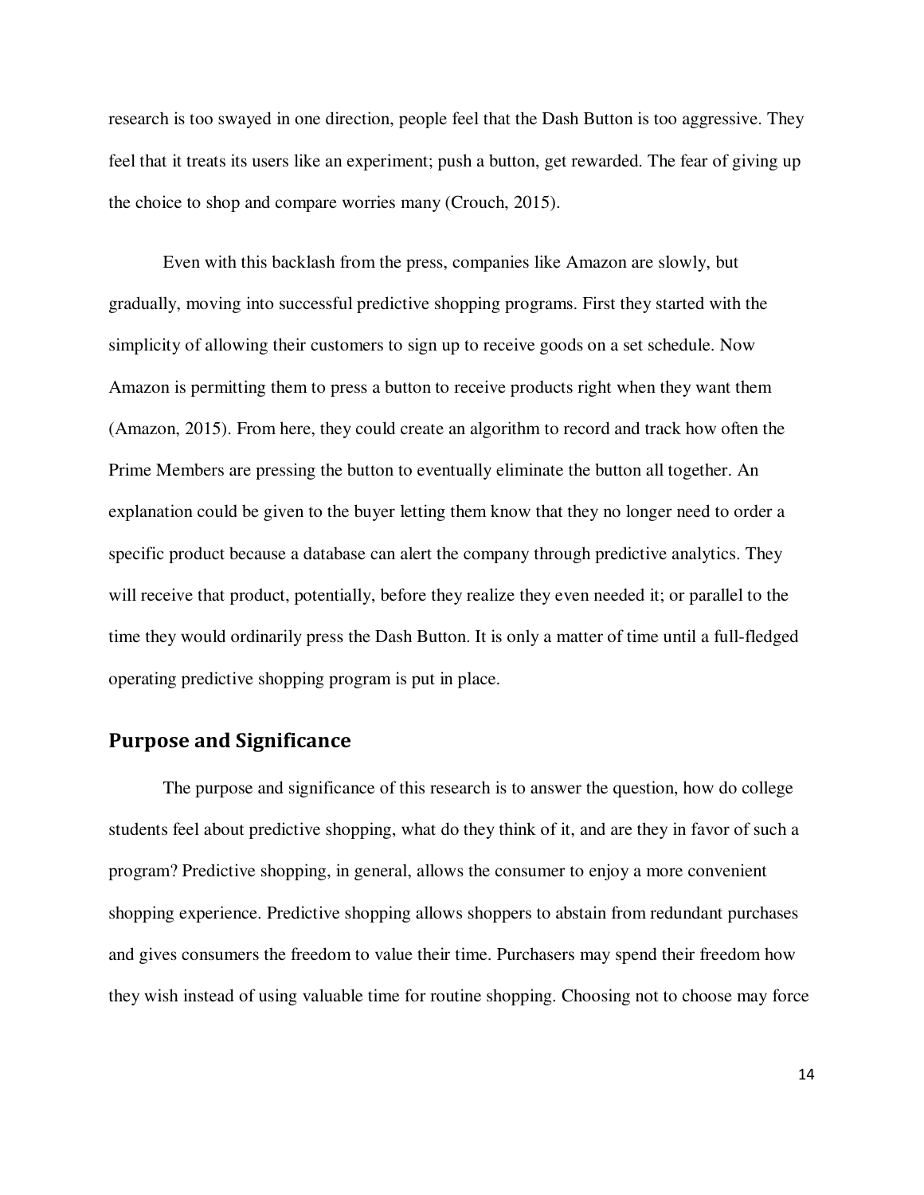research is too swayed in one direction, people feel that the Dash Button is too aggressive. They feel that it treats its users like an experiment; push a button, get rewarded. The fear of giving up the choice to shop and compare worries many (Crouch, 2015).

Even with this backlash from the press, companies like Amazon are slowly, but gradually, moving into successful predictive shopping programs. First they started with the simplicity of allowing their customers to sign up to receive goods on a set schedule. Now Amazon is permitting them to press a button to receive products right when they want them (Amazon, 2015). From here, they could create an algorithm to record and track how often the Prime Members are pressing the button to eventually eliminate the button all together. An explanation could be given to the buyer letting them know that they no longer need to order a specific product because a database can alert the company through predictive analytics. They will receive that product, potentially, before they realize they even needed it; or parallel to the time they would ordinarily press the Dash Button. It is only a matter of time until a full-fledged operating predictive shopping program is put in place.

## Purpose and Significance

The purpose and significance of this research is to answer the question, how do college students feel about predictive shopping, what do they think of it, and are they in favor of such a program? Predictive shopping, in general, allows the consumer to enjoy a more convenient shopping experience. Predictive shopping allows shoppers to abstain from redundant purchases and gives consumers the freedom to value their time. Purchasers may spend their freedom how they wish instead of using valuable time for routine shopping. Choosing not to choose may force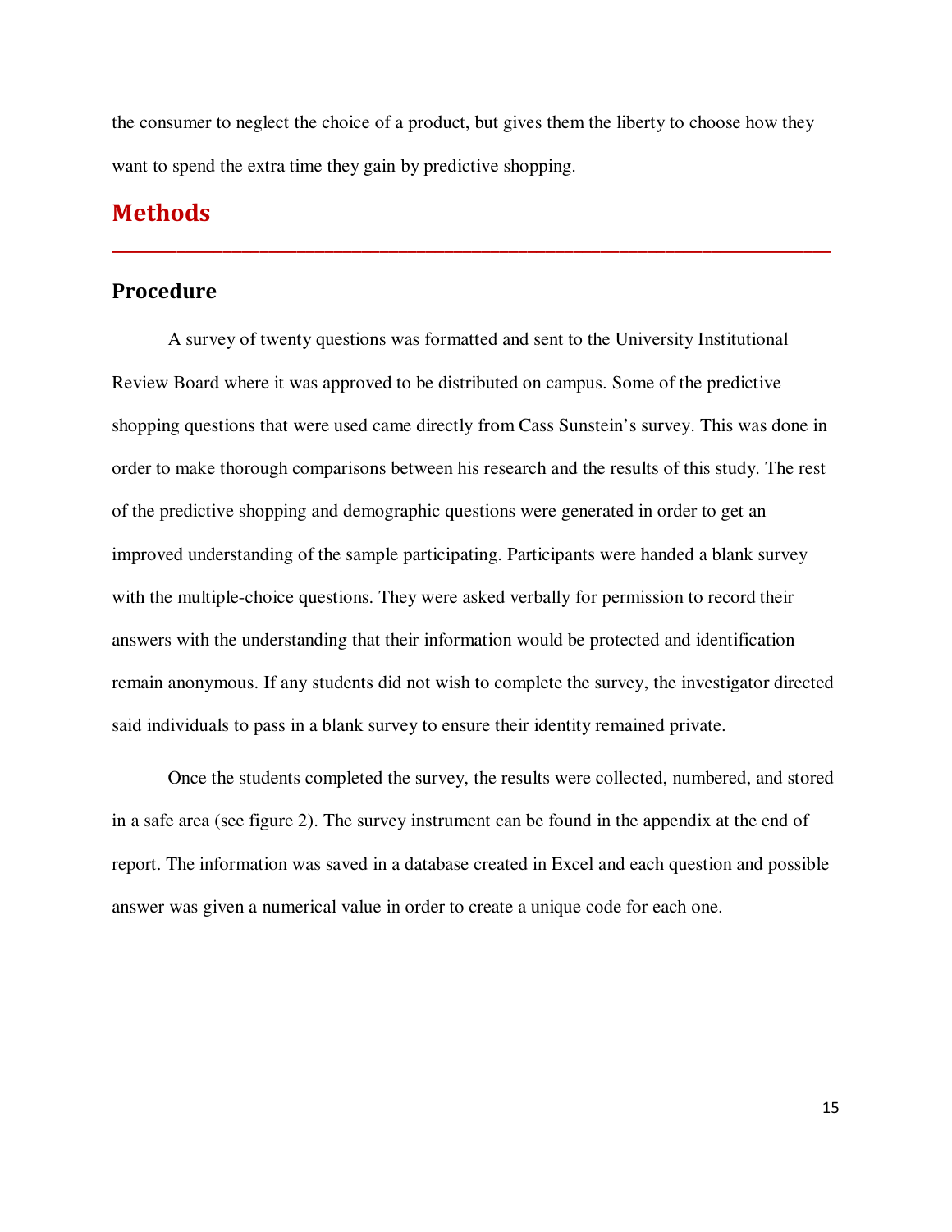the consumer to neglect the choice of a product, but gives them the liberty to choose how they want to spend the extra time they gain by predictive shopping.

# Methods

## Procedure

A survey of twenty questions was formatted and sent to the University Institutional Review Board where it was approved to be distributed on campus. Some of the predictive shopping questions that were used came directly from Cass Sunstein's survey. This was done in order to make thorough comparisons between his research and the results of this study. The rest of the predictive shopping and demographic questions were generated in order to get an improved understanding of the sample participating. Participants were handed a blank survey with the multiple-choice questions. They were asked verbally for permission to record their answers with the understanding that their information would be protected and identification remain anonymous. If any students did not wish to complete the survey, the investigator directed said individuals to pass in a blank survey to ensure their identity remained private.

Once the students completed the survey, the results were collected, numbered, and stored in a safe area (see figure 2). The survey instrument can be found in the appendix at the end of report. The information was saved in a database created in Excel and each question and possible answer was given a numerical value in order to create a unique code for each one.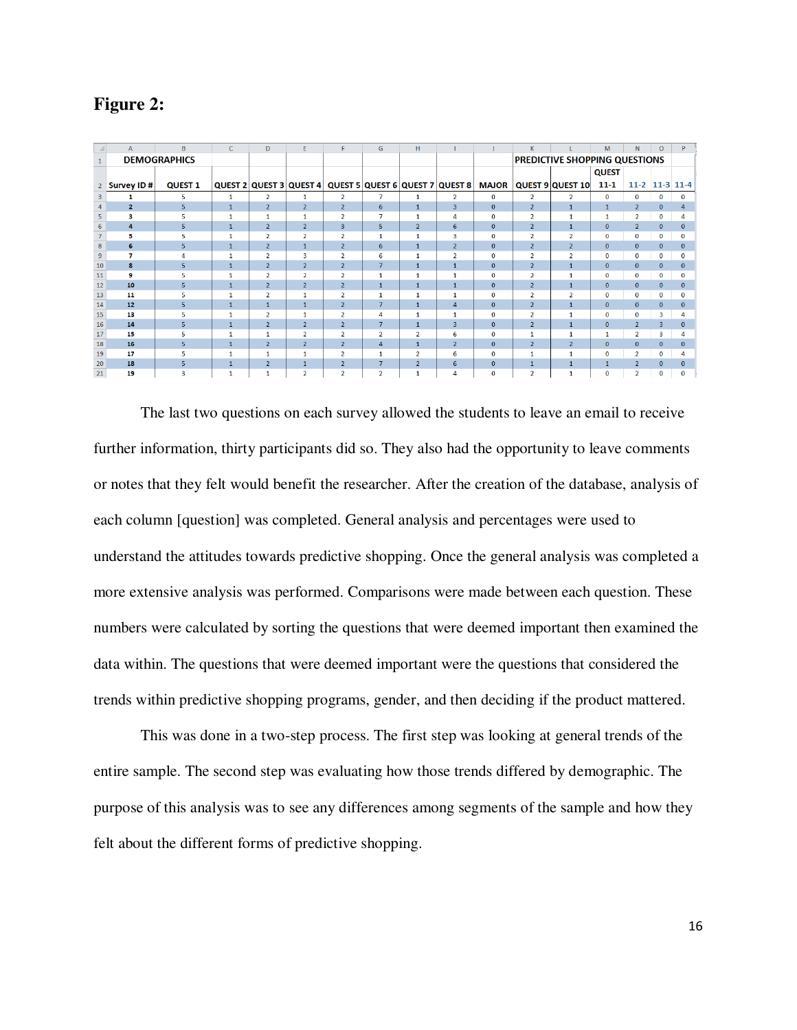# Figure 2:

| A | B | C | D | E | F | G | H | I | J | K | L | M | N | O | P |
|---|---|---|---|---|---|---|---|---|---|---|---|---|---|---|---|
| DEMOGRAPHICS | | | | | | | | | | PREDICTIVE SHOPPING QUESTIONS | | | | | |
| Survey ID # | QUEST 1 | QUEST 2 | QUEST 3 | QUEST 4 | QUEST 5 | QUEST 6 | QUEST 7 | QUEST 8 | MAJOR | QUEST 9 | QUEST 10 | QUEST 11-1 | 11-2 | 11-3 | 11-4 |
| 1 | 5 | 1 | 2 | 1 | 2 | 7 | 1 | 2 | 0 | 2 | 2 | 0 | 0 | 0 | 0 |
| 2 | 5 | 1 | 2 | 2 | 2 | 6 | 1 | 3 | 0 | 2 | 1 | 1 | 2 | 0 | 4 |
| 3 | 5 | 1 | 1 | 1 | 2 | 7 | 1 | 4 | 0 | 2 | 1 | 1 | 2 | 0 | 4 |
| 4 | 5 | 1 | 2 | 2 | 3 | 5 | 2 | 6 | 0 | 2 | 1 | 0 | 2 | 0 | 0 |
| 5 | 5 | 1 | 2 | 2 | 2 | 1 | 1 | 3 | 0 | 2 | 2 | 0 | 0 | 0 | 0 |
| 6 | 5 | 1 | 2 | 1 | 2 | 6 | 1 | 2 | 0 | 2 | 2 | 0 | 0 | 0 | 0 |
| 7 | 4 | 1 | 2 | 3 | 2 | 6 | 1 | 2 | 0 | 2 | 2 | 0 | 0 | 0 | 0 |
| 8 | 5 | 1 | 2 | 2 | 2 | 7 | 1 | 1 | 0 | 2 | 1 | 0 | 0 | 0 | 0 |
| 9 | 5 | 1 | 2 | 2 | 2 | 1 | 1 | 1 | 0 | 2 | 1 | 0 | 0 | 0 | 0 |
| 10 | 5 | 1 | 2 | 2 | 2 | 1 | 1 | 1 | 0 | 2 | 1 | 0 | 0 | 0 | 0 |
| 11 | 5 | 1 | 2 | 1 | 2 | 1 | 1 | 1 | 0 | 2 | 2 | 0 | 0 | 0 | 0 |
| 12 | 5 | 1 | 1 | 1 | 2 | 7 | 1 | 4 | 0 | 2 | 1 | 0 | 0 | 0 | 0 |
| 13 | 5 | 1 | 2 | 1 | 2 | 4 | 1 | 1 | 0 | 2 | 1 | 0 | 0 | 3 | 4 |
| 14 | 5 | 1 | 2 | 2 | 2 | 7 | 1 | 3 | 0 | 2 | 1 | 0 | 2 | 3 | 0 |
| 15 | 5 | 1 | 1 | 2 | 2 | 2 | 2 | 6 | 0 | 1 | 1 | 1 | 2 | 3 | 4 |
| 16 | 5 | 1 | 2 | 2 | 2 | 4 | 1 | 2 | 0 | 2 | 2 | 0 | 0 | 0 | 0 |
| 17 | 5 | 1 | 1 | 1 | 2 | 1 | 2 | 6 | 0 | 1 | 1 | 0 | 2 | 0 | 4 |
| 18 | 5 | 1 | 2 | 1 | 2 | 7 | 2 | 6 | 0 | 1 | 1 | 1 | 2 | 0 | 0 |
| 19 | 3 | 1 | 1 | 2 | 2 | 2 | 1 | 4 | 0 | 2 | 1 | 0 | 2 | 0 | 0 |

The last two questions on each survey allowed the students to leave an email to receive further information, thirty participants did so. They also had the opportunity to leave comments or notes that they felt would benefit the researcher. After the creation of the database, analysis of each column [question] was completed. General analysis and percentages were used to understand the attitudes towards predictive shopping. Once the general analysis was completed a more extensive analysis was performed. Comparisons were made between each question. These numbers were calculated by sorting the questions that were deemed important then examined the data within. The questions that were deemed important were the questions that considered the trends within predictive shopping programs, gender, and then deciding if the product mattered.

This was done in a two-step process. The first step was looking at general trends of the entire sample. The second step was evaluating how those trends differed by demographic. The purpose of this analysis was to see any differences among segments of the sample and how they felt about the different forms of predictive shopping.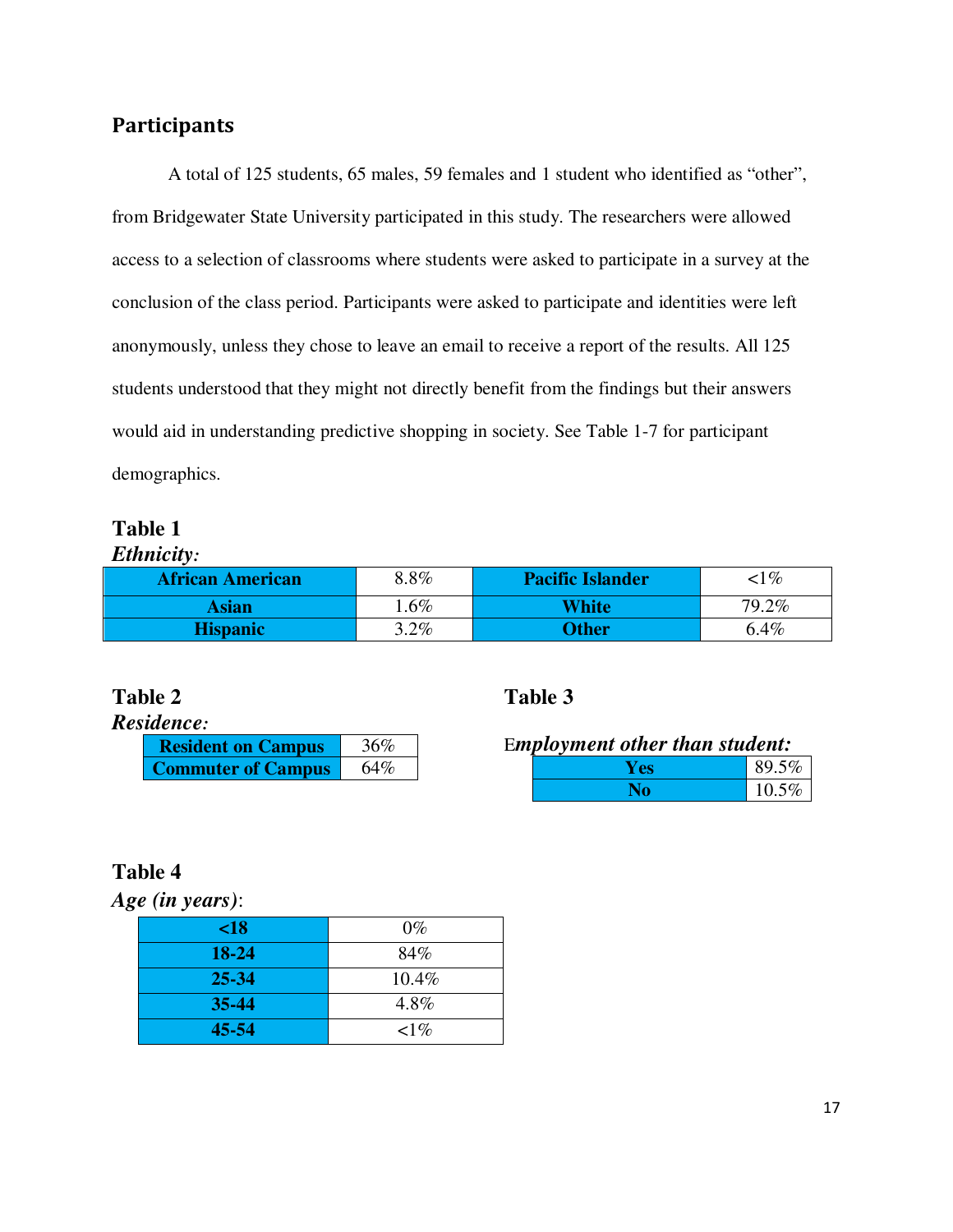## Participants

A total of 125 students, 65 males, 59 females and 1 student who identified as "other", from Bridgewater State University participated in this study. The researchers were allowed access to a selection of classrooms where students were asked to participate in a survey at the conclusion of the class period. Participants were asked to participate and identities were left anonymously, unless they chose to leave an email to receive a report of the results. All 125 students understood that they might not directly benefit from the findings but their answers would aid in understanding predictive shopping in society. See Table 1-7 for participant demographics.

**Table 1**

***Ethnicity:***

| African American | 8.8% | Pacific Islander | <1% |
|---|---|---|---|
| Asian | 1.6% | White | 79.2% |
| Hispanic | 3.2% | Other | 6.4% |

**Table 2**

***Residence:***

| Resident on Campus | 36% |
|---|---|
| Commuter of Campus | 64% |

**Table 3**

***Employment other than student:***

| Yes | 89.5% |
|---|---|
| No | 10.5% |

**Table 4**

***Age (in years)*:**

| <18 | 0% |
|---|---|
| 18-24 | 84% |
| 25-34 | 10.4% |
| 35-44 | 4.8% |
| 45-54 | <1% |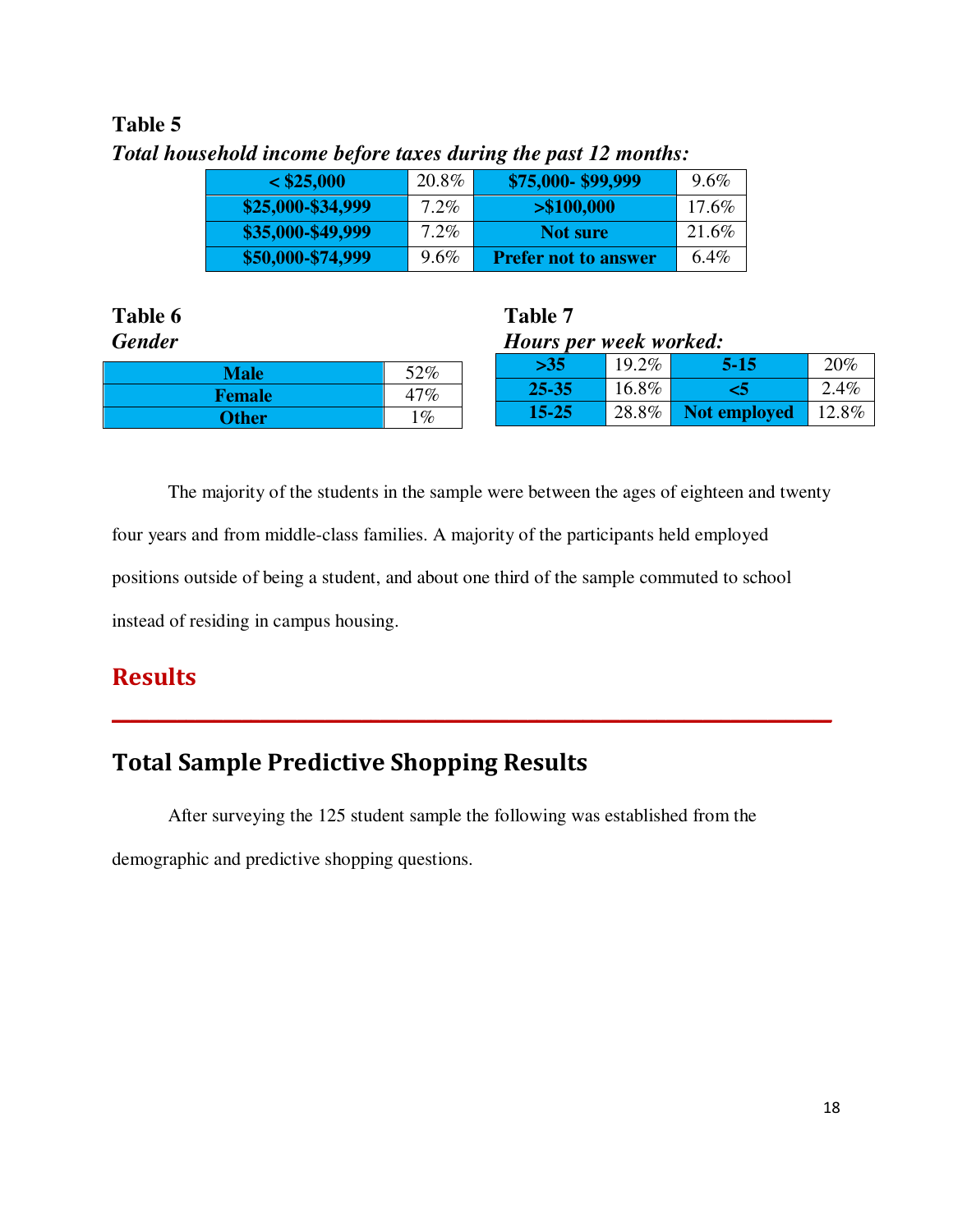**Table 5**

***Total household income before taxes during the past 12 months:***

| < $25,000 | 20.8% | $75,000- $99,999 | 9.6% |
|---|---|---|---|
| $25,000-$34,999 | 7.2% | >$100,000 | 17.6% |
| $35,000-$49,999 | 7.2% | Not sure | 21.6% |
| $50,000-$74,999 | 9.6% | Prefer not to answer | 6.4% |

**Table 6**

***Gender***

| Male | 52% |
|---|---|
| Female | 47% |
| Other | 1% |

**Table 7**

***Hours per week worked:***

| >35 | 19.2% | 5-15 | 20% |
|---|---|---|---|
| 25-35 | 16.8% | <5 | 2.4% |
| 15-25 | 28.8% | Not employed | 12.8% |

The majority of the students in the sample were between the ages of eighteen and twenty four years and from middle-class families. A majority of the participants held employed positions outside of being a student, and about one third of the sample commuted to school instead of residing in campus housing.

# Results

## Total Sample Predictive Shopping Results

After surveying the 125 student sample the following was established from the demographic and predictive shopping questions.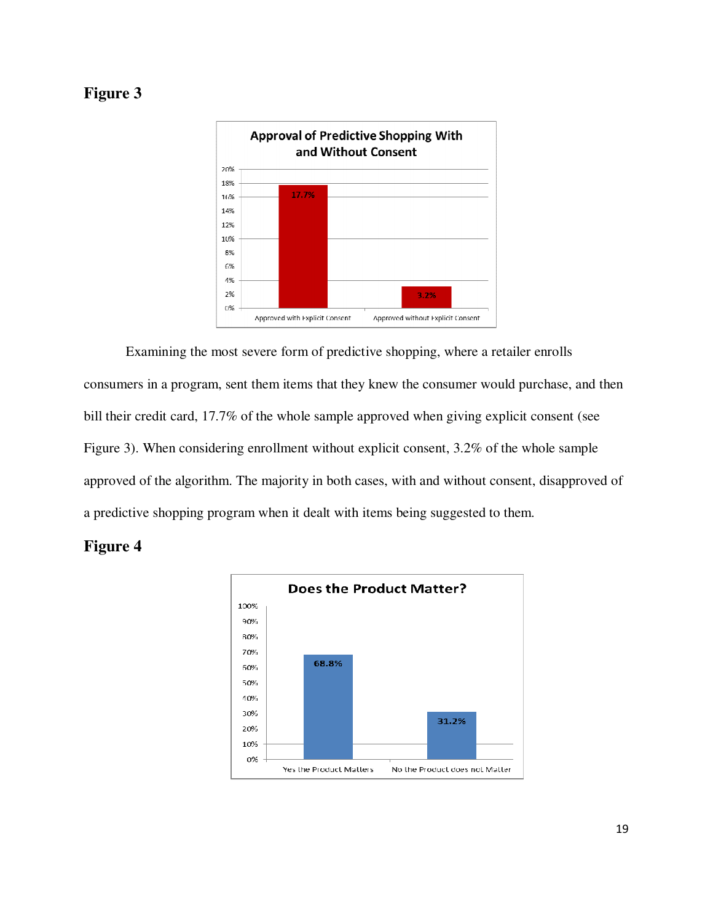**Figure 3**

Examining the most severe form of predictive shopping, where a retailer enrolls consumers in a program, sent them items that they knew the consumer would purchase, and then bill their credit card, 17.7% of the whole sample approved when giving explicit consent (see Figure 3). When considering enrollment without explicit consent, 3.2% of the whole sample approved of the algorithm. The majority in both cases, with and without consent, disapproved of a predictive shopping program when it dealt with items being suggested to them.

**Figure 4**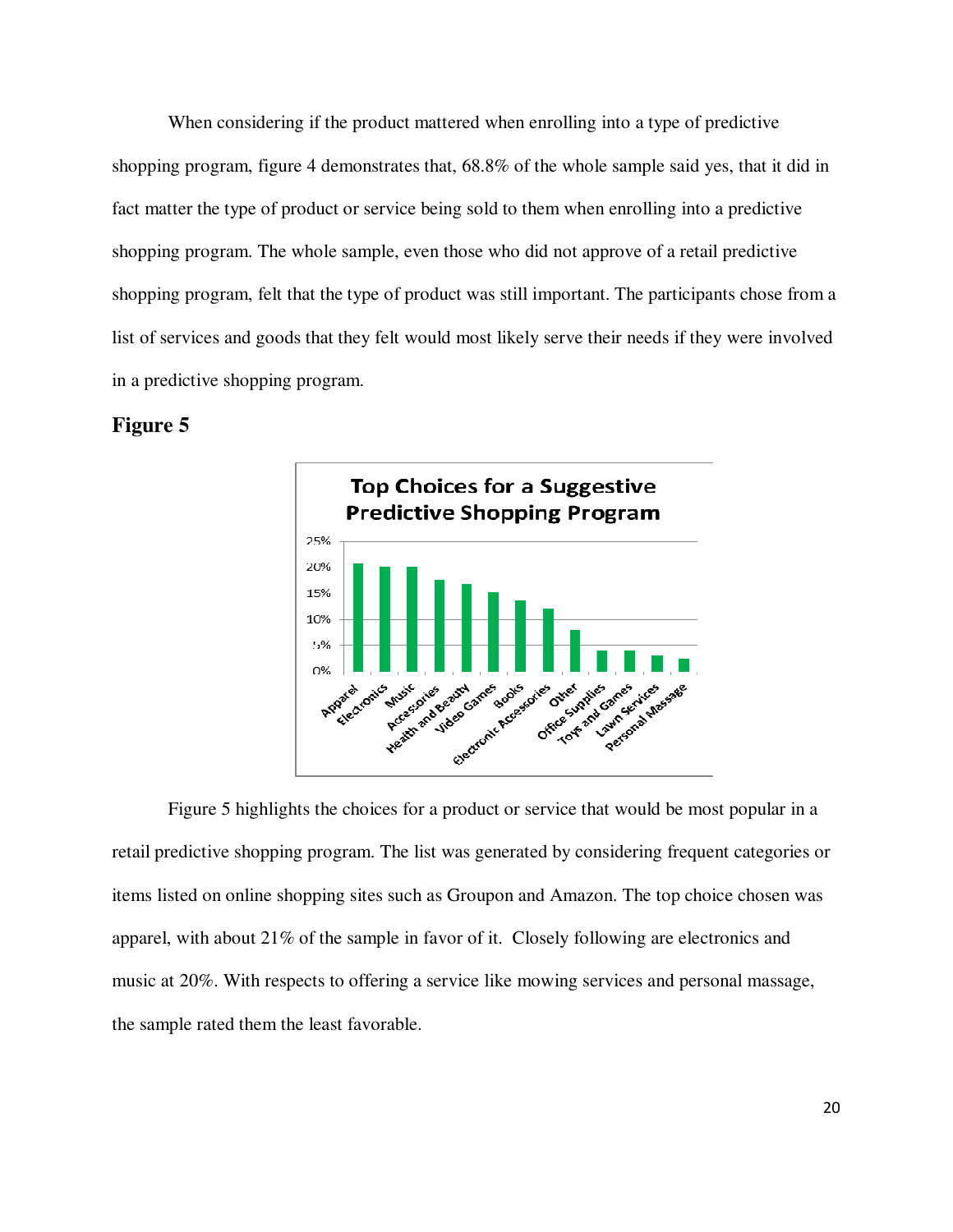When considering if the product mattered when enrolling into a type of predictive shopping program, figure 4 demonstrates that, 68.8% of the whole sample said yes, that it did in fact matter the type of product or service being sold to them when enrolling into a predictive shopping program. The whole sample, even those who did not approve of a retail predictive shopping program, felt that the type of product was still important. The participants chose from a list of services and goods that they felt would most likely serve their needs if they were involved in a predictive shopping program.

**Figure 5**

Figure 5 highlights the choices for a product or service that would be most popular in a retail predictive shopping program. The list was generated by considering frequent categories or items listed on online shopping sites such as Groupon and Amazon. The top choice chosen was apparel, with about 21% of the sample in favor of it. Closely following are electronics and music at 20%. With respects to offering a service like mowing services and personal massage, the sample rated them the least favorable.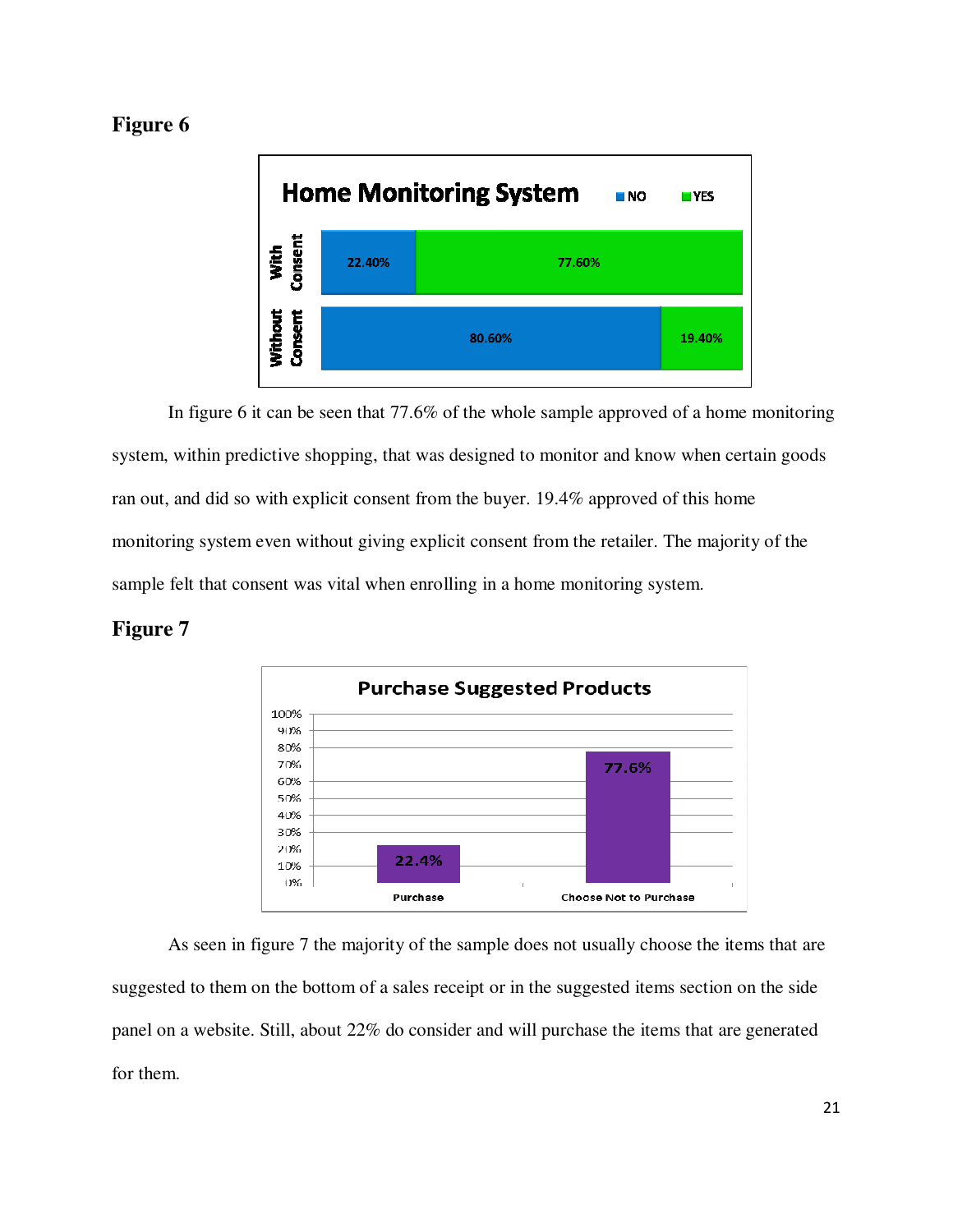## Figure 6

In figure 6 it can be seen that 77.6% of the whole sample approved of a home monitoring system, within predictive shopping, that was designed to monitor and know when certain goods ran out, and did so with explicit consent from the buyer. 19.4% approved of this home monitoring system even without giving explicit consent from the retailer. The majority of the sample felt that consent was vital when enrolling in a home monitoring system.

## Figure 7

As seen in figure 7 the majority of the sample does not usually choose the items that are suggested to them on the bottom of a sales receipt or in the suggested items section on the side panel on a website. Still, about 22% do consider and will purchase the items that are generated for them.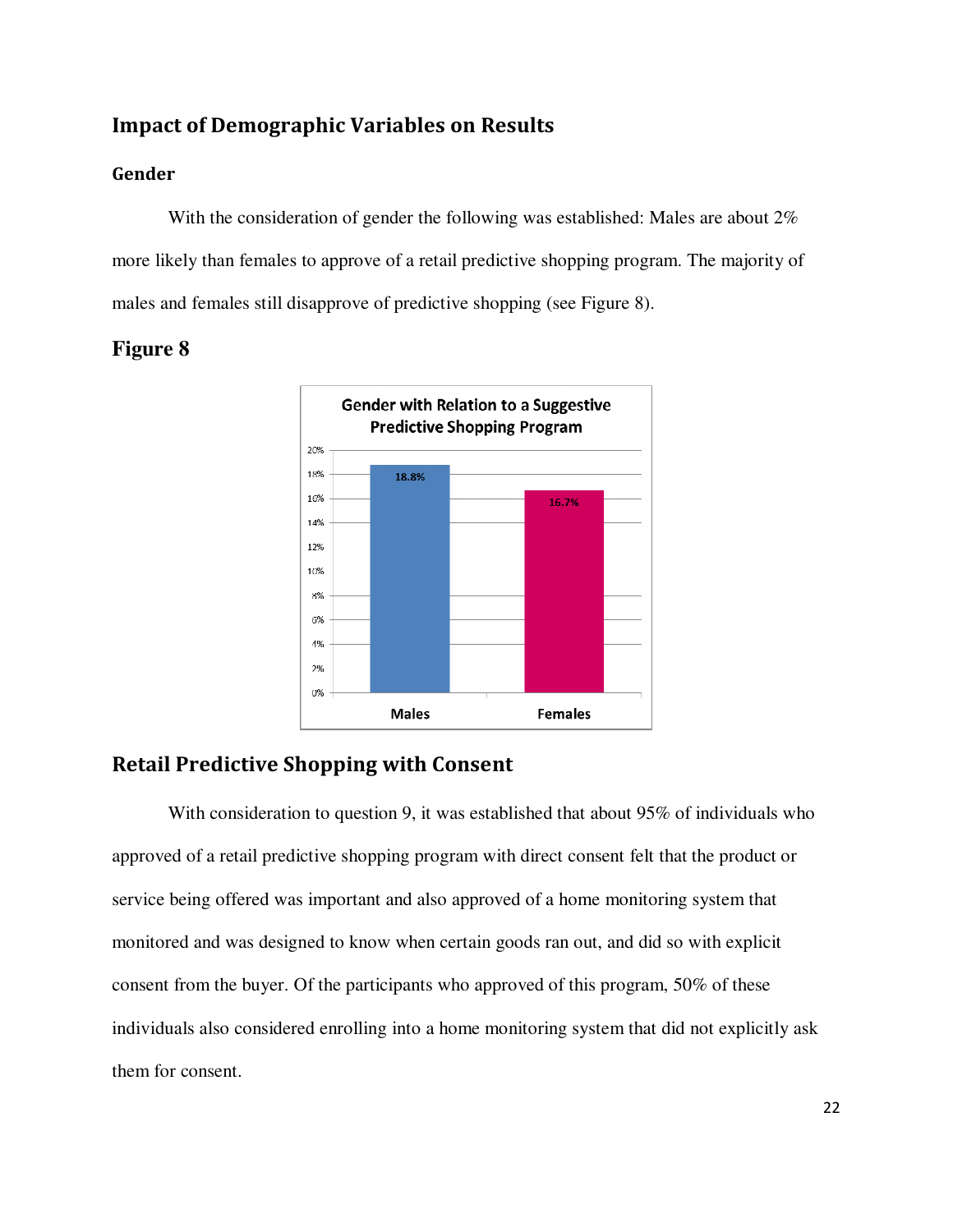## Impact of Demographic Variables on Results

### Gender

With the consideration of gender the following was established: Males are about 2% more likely than females to approve of a retail predictive shopping program. The majority of males and females still disapprove of predictive shopping (see Figure 8).

### Figure 8

Gender with Relation to a Suggestive Predictive Shopping Program

| | Males | Females |
|---|---|---|
| Approval | 18.8% | 16.7% |

## Retail Predictive Shopping with Consent

With consideration to question 9, it was established that about 95% of individuals who approved of a retail predictive shopping program with direct consent felt that the product or service being offered was important and also approved of a home monitoring system that monitored and was designed to know when certain goods ran out, and did so with explicit consent from the buyer. Of the participants who approved of this program, 50% of these individuals also considered enrolling into a home monitoring system that did not explicitly ask them for consent.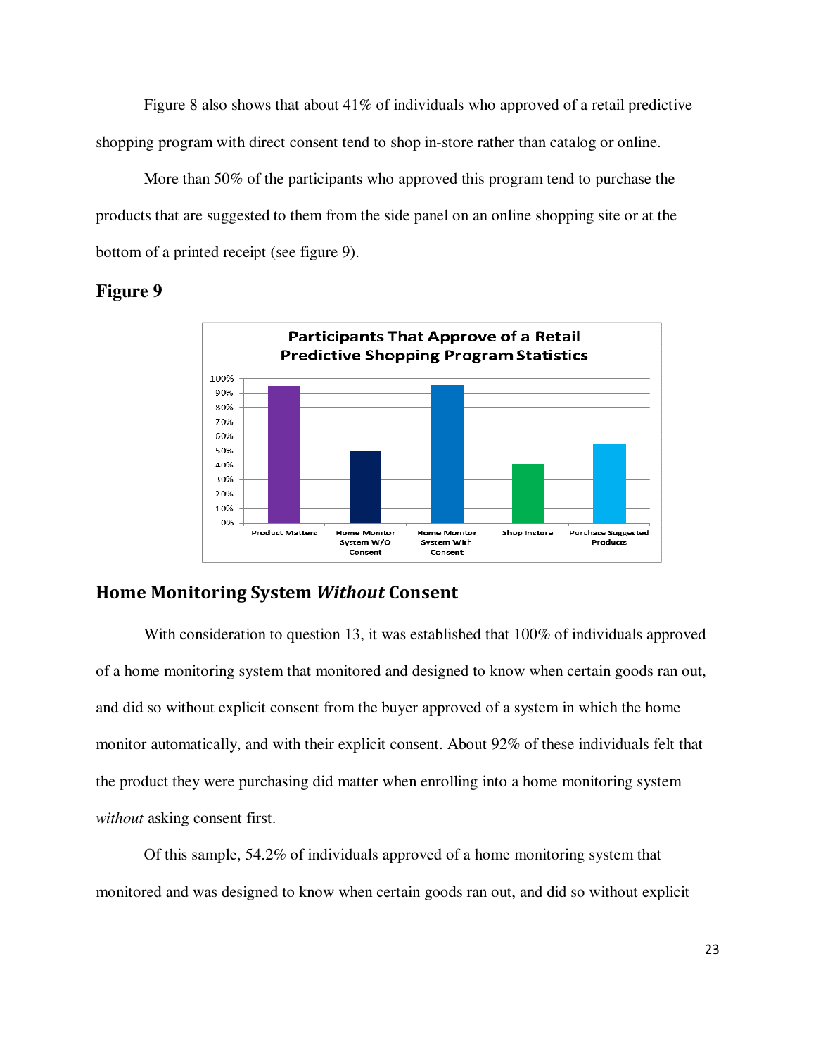Figure 8 also shows that about 41% of individuals who approved of a retail predictive shopping program with direct consent tend to shop in-store rather than catalog or online.

More than 50% of the participants who approved this program tend to purchase the products that are suggested to them from the side panel on an online shopping site or at the bottom of a printed receipt (see figure 9).

**Figure 9**

## Home Monitoring System *Without* Consent

With consideration to question 13, it was established that 100% of individuals approved of a home monitoring system that monitored and designed to know when certain goods ran out, and did so without explicit consent from the buyer approved of a system in which the home monitor automatically, and with their explicit consent. About 92% of these individuals felt that the product they were purchasing did matter when enrolling into a home monitoring system *without* asking consent first.

Of this sample, 54.2% of individuals approved of a home monitoring system that monitored and was designed to know when certain goods ran out, and did so without explicit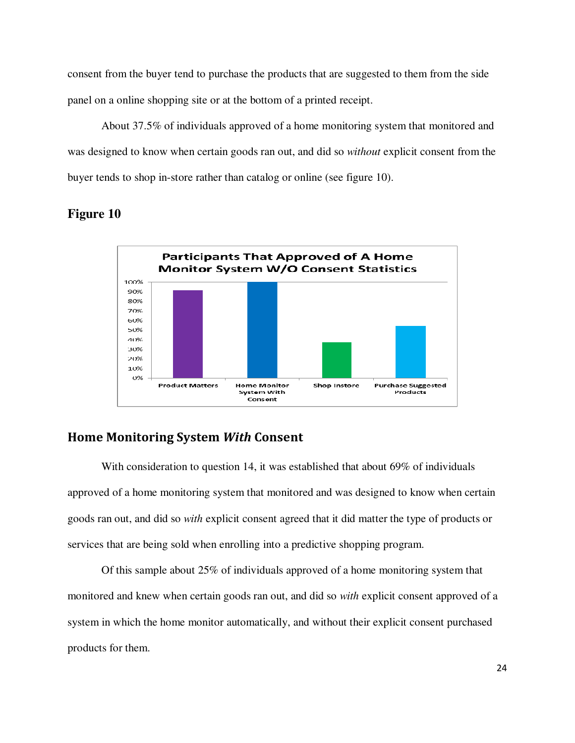consent from the buyer tend to purchase the products that are suggested to them from the side panel on a online shopping site or at the bottom of a printed receipt.

About 37.5% of individuals approved of a home monitoring system that monitored and was designed to know when certain goods ran out, and did so *without* explicit consent from the buyer tends to shop in-store rather than catalog or online (see figure 10).

**Figure 10**

Participants That Approved of A Home Monitor System W/O Consent Statistics

## Home Monitoring System *With* Consent

With consideration to question 14, it was established that about 69% of individuals approved of a home monitoring system that monitored and was designed to know when certain goods ran out, and did so *with* explicit consent agreed that it did matter the type of products or services that are being sold when enrolling into a predictive shopping program.

Of this sample about 25% of individuals approved of a home monitoring system that monitored and knew when certain goods ran out, and did so *with* explicit consent approved of a system in which the home monitor automatically, and without their explicit consent purchased products for them.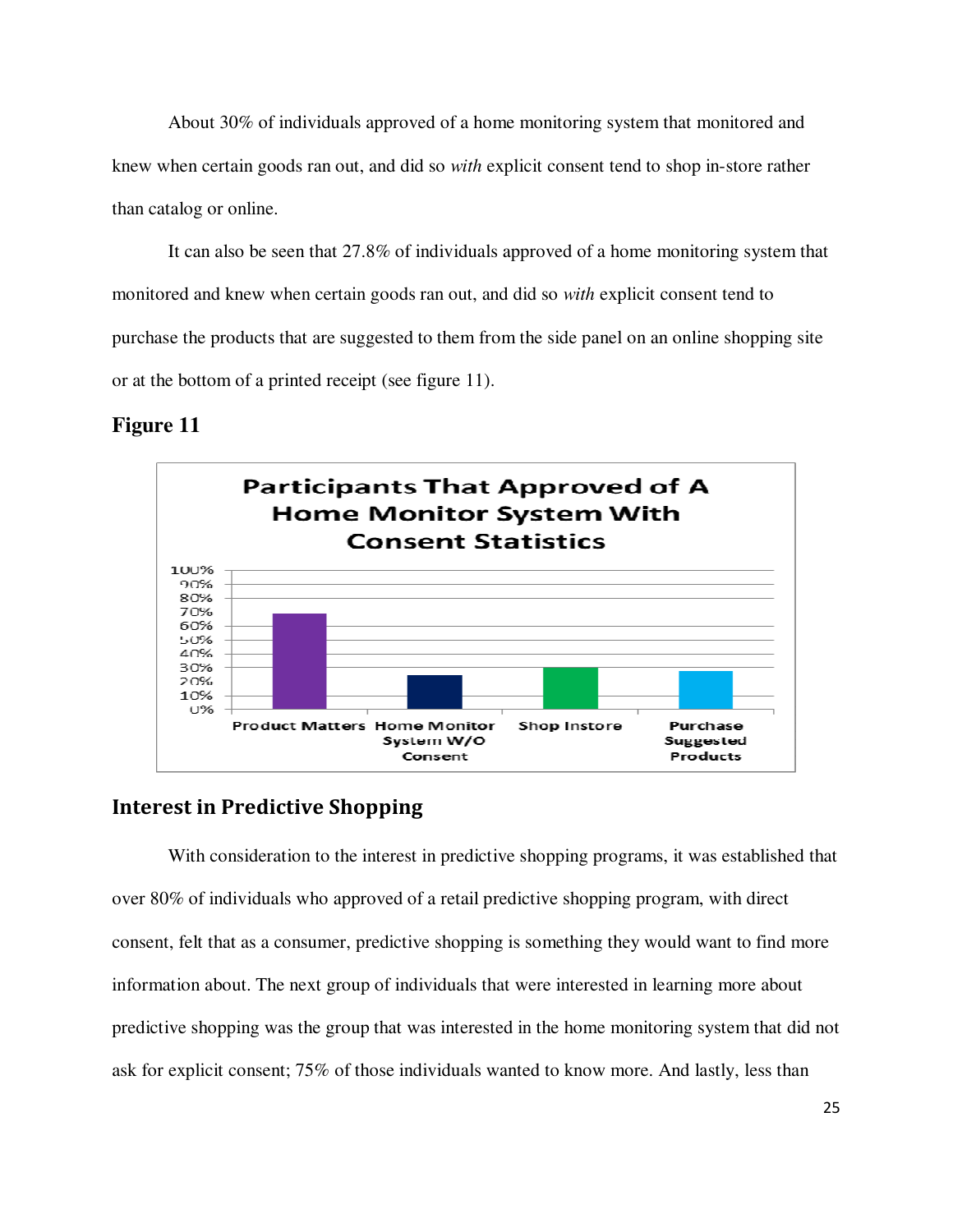About 30% of individuals approved of a home monitoring system that monitored and knew when certain goods ran out, and did so *with* explicit consent tend to shop in-store rather than catalog or online.

It can also be seen that 27.8% of individuals approved of a home monitoring system that monitored and knew when certain goods ran out, and did so *with* explicit consent tend to purchase the products that are suggested to them from the side panel on an online shopping site or at the bottom of a printed receipt (see figure 11).

### Figure 11

**Participants That Approved of A Home Monitor System With Consent Statistics**

| Category | Approximate percentage (read from chart) |
| --- | --- |
| Product Matters | ~69% |
| Home Monitor System W/O Consent | ~25% |
| Shop Instore | ~30% |
| Purchase Suggested Products | ~28% |

## Interest in Predictive Shopping

With consideration to the interest in predictive shopping programs, it was established that over 80% of individuals who approved of a retail predictive shopping program, with direct consent, felt that as a consumer, predictive shopping is something they would want to find more information about. The next group of individuals that were interested in learning more about predictive shopping was the group that was interested in the home monitoring system that did not ask for explicit consent; 75% of those individuals wanted to know more. And lastly, less than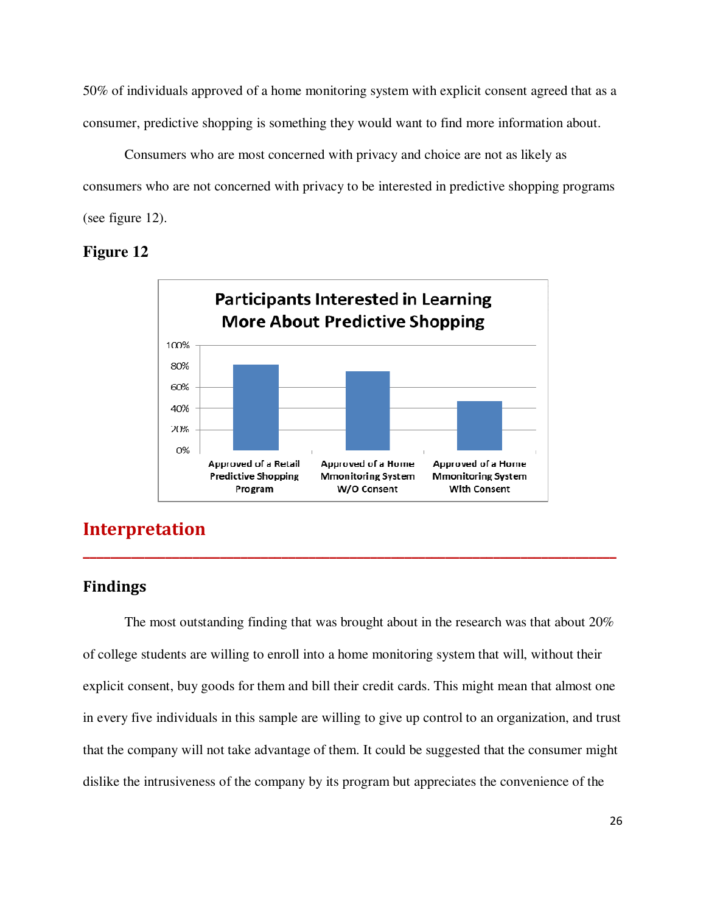50% of individuals approved of a home monitoring system with explicit consent agreed that as a consumer, predictive shopping is something they would want to find more information about.

Consumers who are most concerned with privacy and choice are not as likely as consumers who are not concerned with privacy to be interested in predictive shopping programs (see figure 12).

**Figure 12**

# Interpretation

## Findings

The most outstanding finding that was brought about in the research was that about 20% of college students are willing to enroll into a home monitoring system that will, without their explicit consent, buy goods for them and bill their credit cards. This might mean that almost one in every five individuals in this sample are willing to give up control to an organization, and trust that the company will not take advantage of them. It could be suggested that the consumer might dislike the intrusiveness of the company by its program but appreciates the convenience of the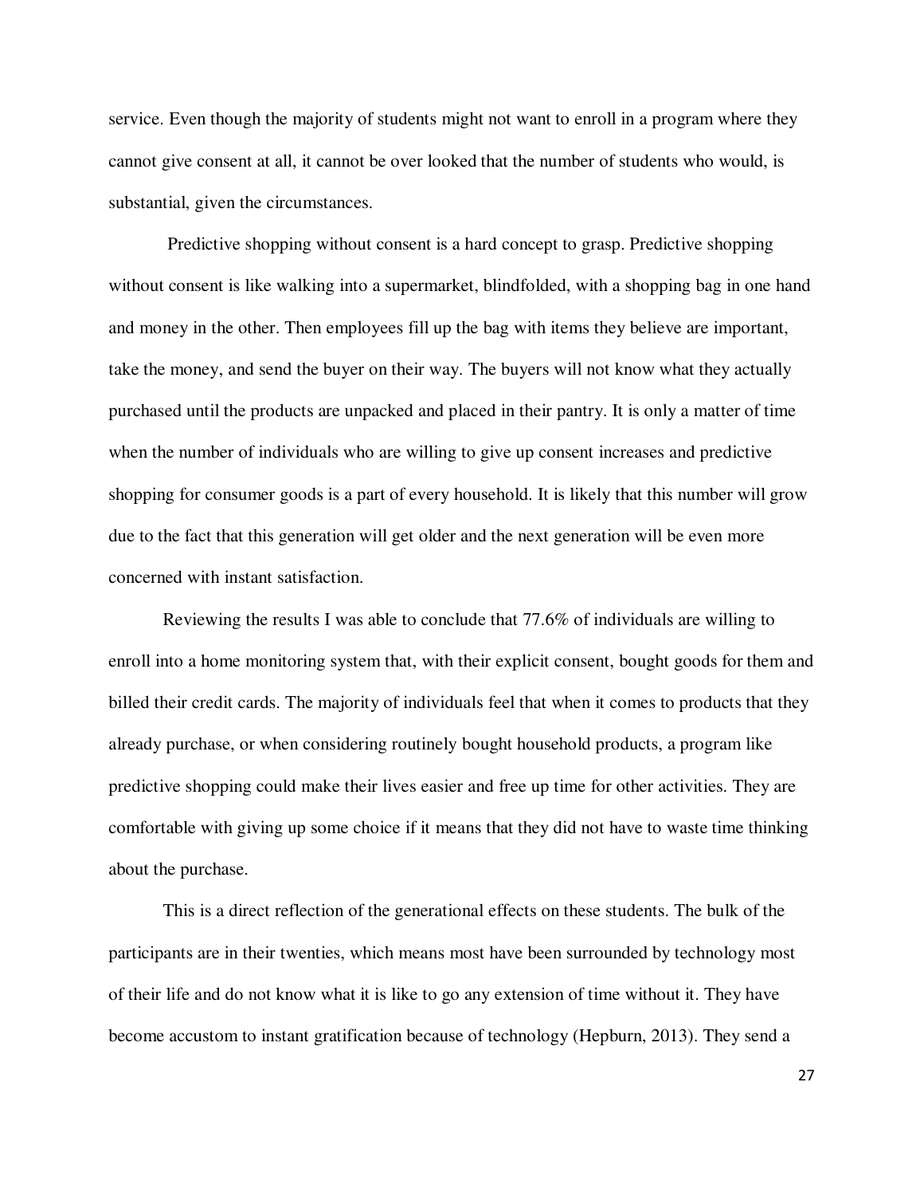service. Even though the majority of students might not want to enroll in a program where they cannot give consent at all, it cannot be over looked that the number of students who would, is substantial, given the circumstances.

Predictive shopping without consent is a hard concept to grasp. Predictive shopping without consent is like walking into a supermarket, blindfolded, with a shopping bag in one hand and money in the other. Then employees fill up the bag with items they believe are important, take the money, and send the buyer on their way. The buyers will not know what they actually purchased until the products are unpacked and placed in their pantry. It is only a matter of time when the number of individuals who are willing to give up consent increases and predictive shopping for consumer goods is a part of every household. It is likely that this number will grow due to the fact that this generation will get older and the next generation will be even more concerned with instant satisfaction.

Reviewing the results I was able to conclude that 77.6% of individuals are willing to enroll into a home monitoring system that, with their explicit consent, bought goods for them and billed their credit cards. The majority of individuals feel that when it comes to products that they already purchase, or when considering routinely bought household products, a program like predictive shopping could make their lives easier and free up time for other activities. They are comfortable with giving up some choice if it means that they did not have to waste time thinking about the purchase.

This is a direct reflection of the generational effects on these students. The bulk of the participants are in their twenties, which means most have been surrounded by technology most of their life and do not know what it is like to go any extension of time without it. They have become accustom to instant gratification because of technology (Hepburn, 2013). They send a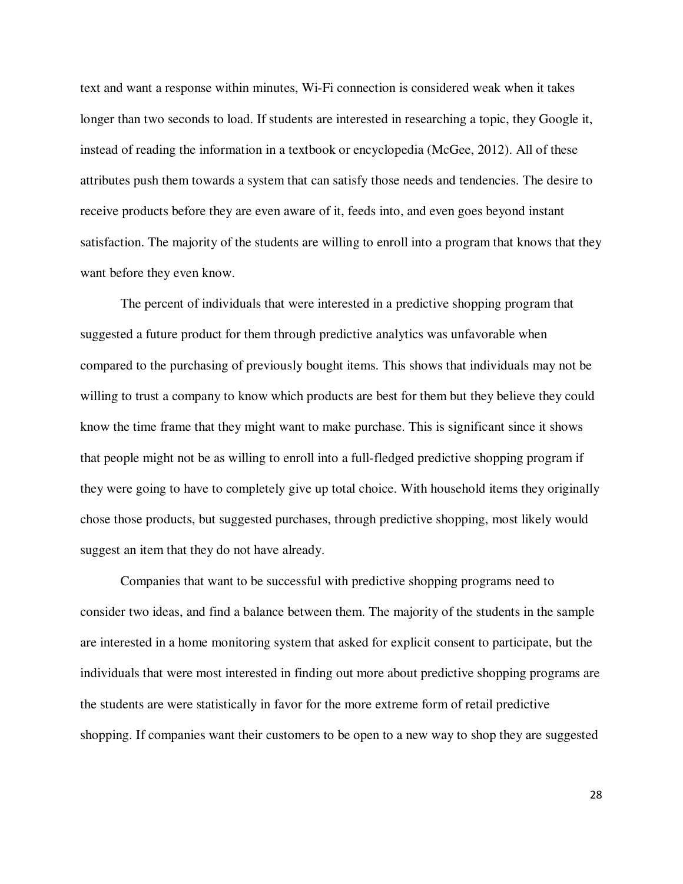text and want a response within minutes, Wi-Fi connection is considered weak when it takes longer than two seconds to load. If students are interested in researching a topic, they Google it, instead of reading the information in a textbook or encyclopedia (McGee, 2012). All of these attributes push them towards a system that can satisfy those needs and tendencies. The desire to receive products before they are even aware of it, feeds into, and even goes beyond instant satisfaction. The majority of the students are willing to enroll into a program that knows that they want before they even know.

The percent of individuals that were interested in a predictive shopping program that suggested a future product for them through predictive analytics was unfavorable when compared to the purchasing of previously bought items. This shows that individuals may not be willing to trust a company to know which products are best for them but they believe they could know the time frame that they might want to make purchase. This is significant since it shows that people might not be as willing to enroll into a full-fledged predictive shopping program if they were going to have to completely give up total choice. With household items they originally chose those products, but suggested purchases, through predictive shopping, most likely would suggest an item that they do not have already.

Companies that want to be successful with predictive shopping programs need to consider two ideas, and find a balance between them. The majority of the students in the sample are interested in a home monitoring system that asked for explicit consent to participate, but the individuals that were most interested in finding out more about predictive shopping programs are the students are were statistically in favor for the more extreme form of retail predictive shopping. If companies want their customers to be open to a new way to shop they are suggested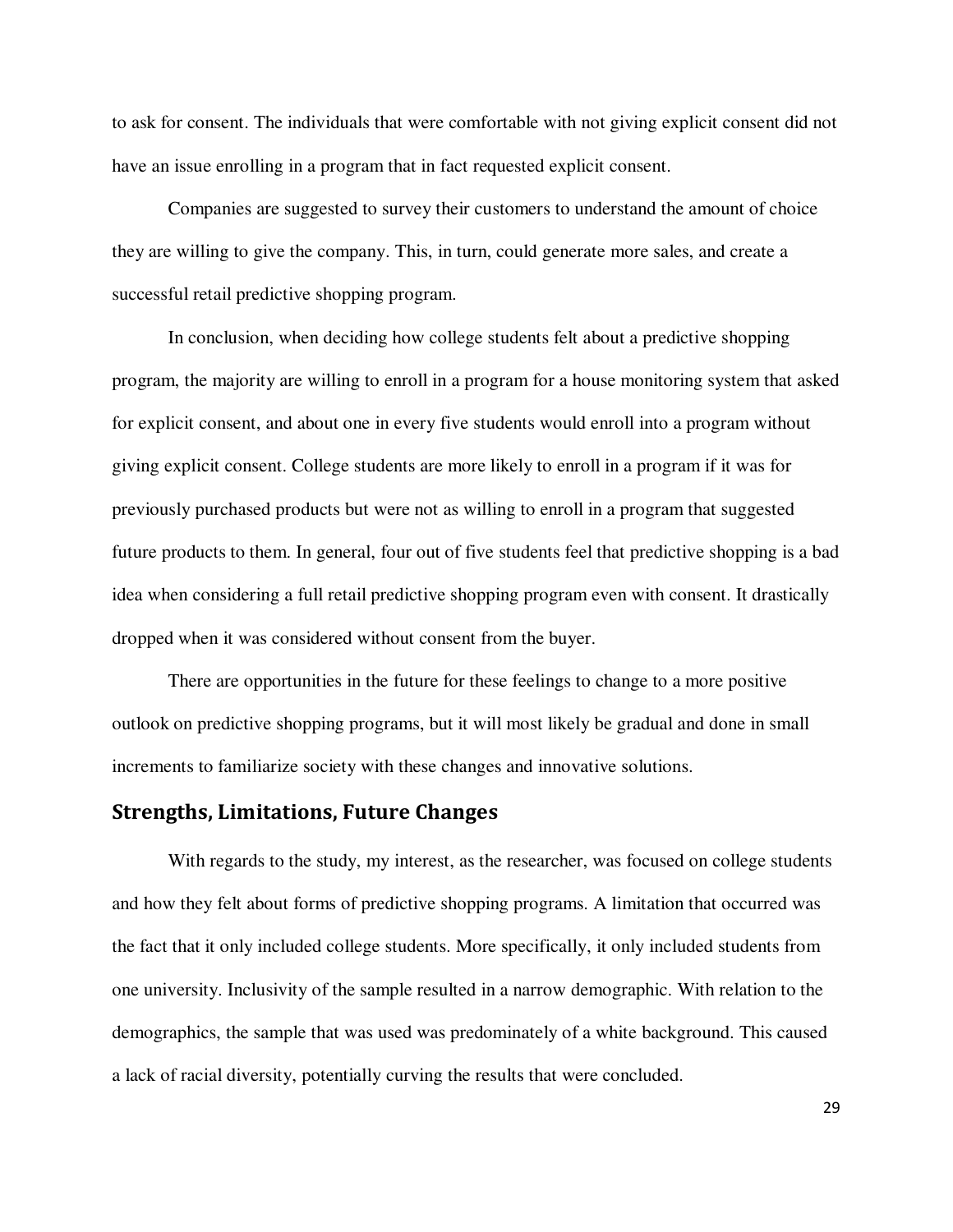to ask for consent. The individuals that were comfortable with not giving explicit consent did not have an issue enrolling in a program that in fact requested explicit consent.

Companies are suggested to survey their customers to understand the amount of choice they are willing to give the company. This, in turn, could generate more sales, and create a successful retail predictive shopping program.

In conclusion, when deciding how college students felt about a predictive shopping program, the majority are willing to enroll in a program for a house monitoring system that asked for explicit consent, and about one in every five students would enroll into a program without giving explicit consent. College students are more likely to enroll in a program if it was for previously purchased products but were not as willing to enroll in a program that suggested future products to them. In general, four out of five students feel that predictive shopping is a bad idea when considering a full retail predictive shopping program even with consent. It drastically dropped when it was considered without consent from the buyer.

There are opportunities in the future for these feelings to change to a more positive outlook on predictive shopping programs, but it will most likely be gradual and done in small increments to familiarize society with these changes and innovative solutions.

## Strengths, Limitations, Future Changes

With regards to the study, my interest, as the researcher, was focused on college students and how they felt about forms of predictive shopping programs. A limitation that occurred was the fact that it only included college students. More specifically, it only included students from one university. Inclusivity of the sample resulted in a narrow demographic. With relation to the demographics, the sample that was used was predominately of a white background. This caused a lack of racial diversity, potentially curving the results that were concluded.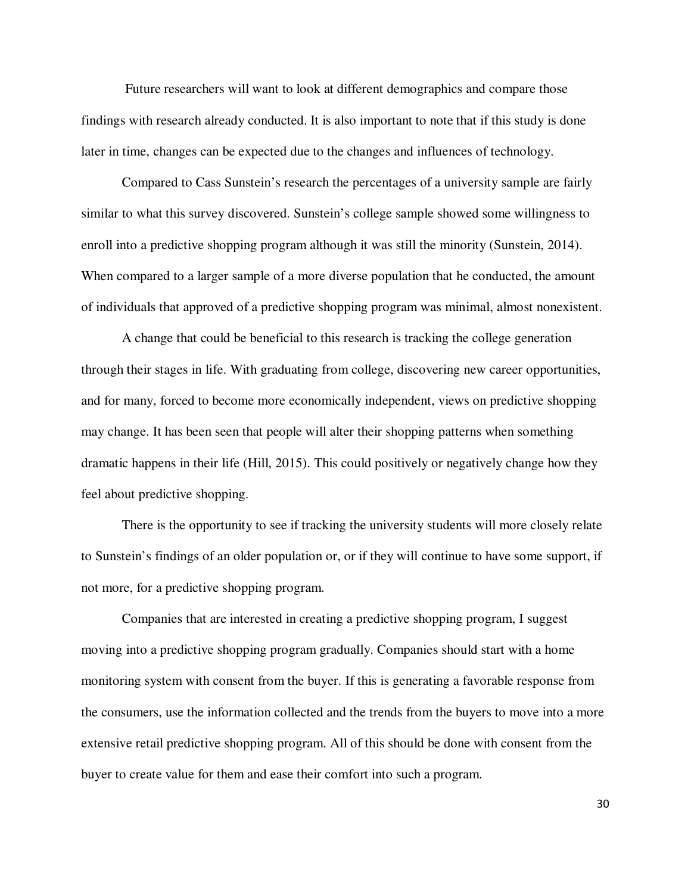Future researchers will want to look at different demographics and compare those findings with research already conducted. It is also important to note that if this study is done later in time, changes can be expected due to the changes and influences of technology.

Compared to Cass Sunstein's research the percentages of a university sample are fairly similar to what this survey discovered. Sunstein's college sample showed some willingness to enroll into a predictive shopping program although it was still the minority (Sunstein, 2014). When compared to a larger sample of a more diverse population that he conducted, the amount of individuals that approved of a predictive shopping program was minimal, almost nonexistent.

A change that could be beneficial to this research is tracking the college generation through their stages in life. With graduating from college, discovering new career opportunities, and for many, forced to become more economically independent, views on predictive shopping may change. It has been seen that people will alter their shopping patterns when something dramatic happens in their life (Hill, 2015). This could positively or negatively change how they feel about predictive shopping.

There is the opportunity to see if tracking the university students will more closely relate to Sunstein's findings of an older population or, or if they will continue to have some support, if not more, for a predictive shopping program.

Companies that are interested in creating a predictive shopping program, I suggest moving into a predictive shopping program gradually. Companies should start with a home monitoring system with consent from the buyer. If this is generating a favorable response from the consumers, use the information collected and the trends from the buyers to move into a more extensive retail predictive shopping program. All of this should be done with consent from the buyer to create value for them and ease their comfort into such a program.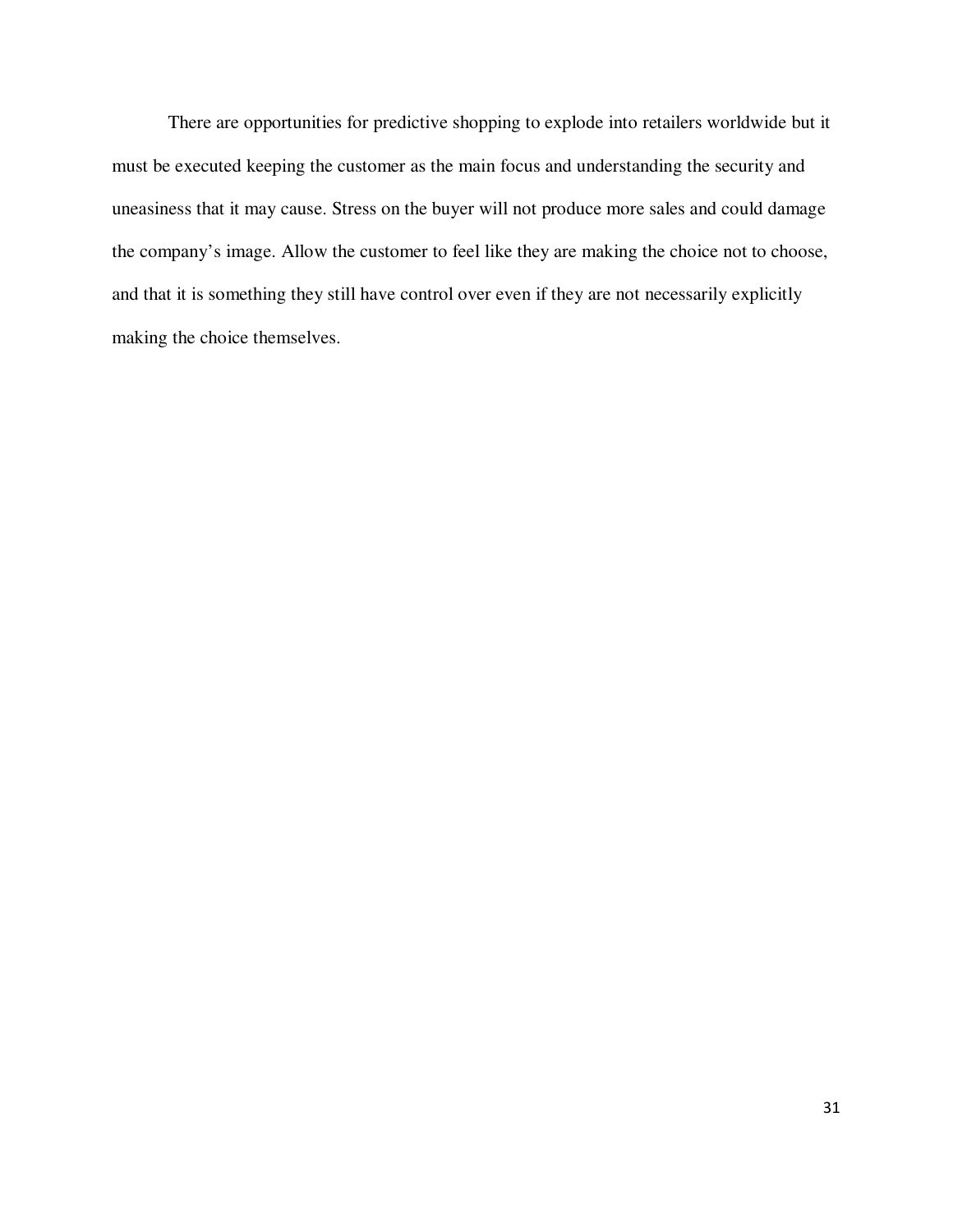There are opportunities for predictive shopping to explode into retailers worldwide but it must be executed keeping the customer as the main focus and understanding the security and uneasiness that it may cause. Stress on the buyer will not produce more sales and could damage the company's image. Allow the customer to feel like they are making the choice not to choose, and that it is something they still have control over even if they are not necessarily explicitly making the choice themselves.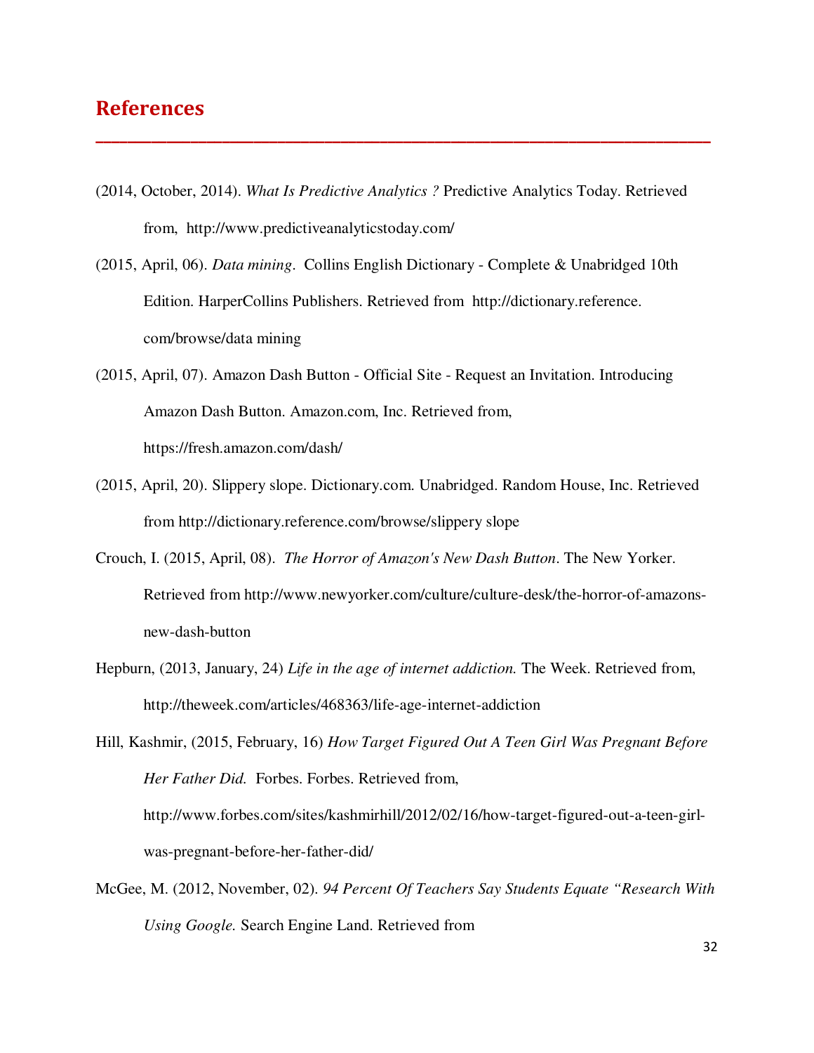## References

(2014, October, 2014). *What Is Predictive Analytics ?* Predictive Analytics Today. Retrieved from, http://www.predictiveanalyticstoday.com/

(2015, April, 06). *Data mining*. Collins English Dictionary - Complete & Unabridged 10th Edition. HarperCollins Publishers. Retrieved from http://dictionary.reference.com/browse/data mining

(2015, April, 07). Amazon Dash Button - Official Site - Request an Invitation. Introducing Amazon Dash Button. Amazon.com, Inc. Retrieved from, https://fresh.amazon.com/dash/

(2015, April, 20). Slippery slope. Dictionary.com. Unabridged. Random House, Inc. Retrieved from http://dictionary.reference.com/browse/slippery slope

Crouch, I. (2015, April, 08). *The Horror of Amazon's New Dash Button*. The New Yorker. Retrieved from http://www.newyorker.com/culture/culture-desk/the-horror-of-amazons-new-dash-button

Hepburn, (2013, January, 24) *Life in the age of internet addiction.* The Week. Retrieved from, http://theweek.com/articles/468363/life-age-internet-addiction

Hill, Kashmir, (2015, February, 16) *How Target Figured Out A Teen Girl Was Pregnant Before Her Father Did.* Forbes. Forbes. Retrieved from, http://www.forbes.com/sites/kashmirhill/2012/02/16/how-target-figured-out-a-teen-girl-was-pregnant-before-her-father-did/

McGee, M. (2012, November, 02). *94 Percent Of Teachers Say Students Equate "Research With Using Google.* Search Engine Land. Retrieved from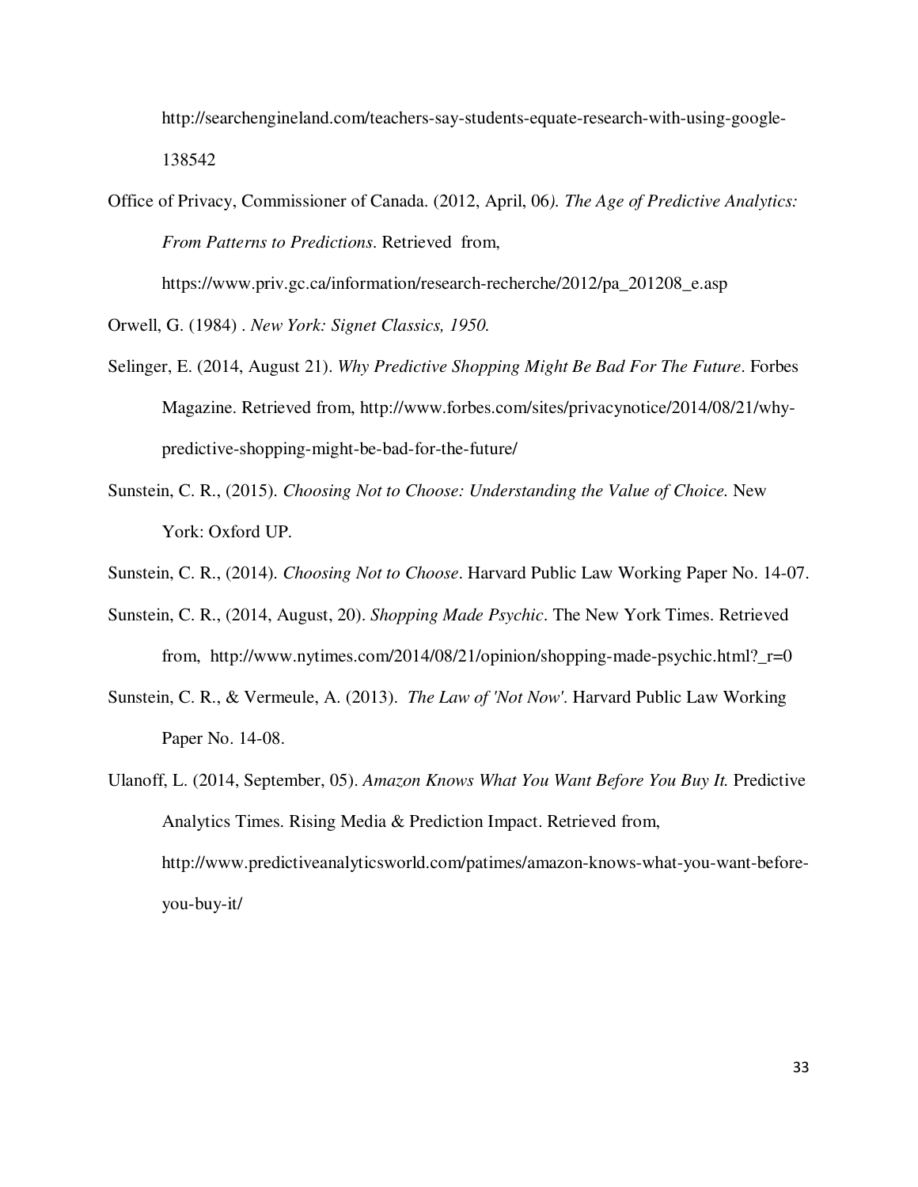http://searchengineland.com/teachers-say-students-equate-research-with-using-google-138542

Office of Privacy, Commissioner of Canada. (2012, April, 06*). The Age of Predictive Analytics: From Patterns to Predictions*. Retrieved from, https://www.priv.gc.ca/information/research-recherche/2012/pa_201208_e.asp

Orwell, G. (1984) . *New York: Signet Classics, 1950.*

Selinger, E. (2014, August 21). *Why Predictive Shopping Might Be Bad For The Future*. Forbes Magazine. Retrieved from, http://www.forbes.com/sites/privacynotice/2014/08/21/why-predictive-shopping-might-be-bad-for-the-future/

Sunstein, C. R., (2015). *Choosing Not to Choose: Understanding the Value of Choice.* New York: Oxford UP.

Sunstein, C. R., (2014). *Choosing Not to Choose*. Harvard Public Law Working Paper No. 14-07.

Sunstein, C. R., (2014, August, 20). *Shopping Made Psychic*. The New York Times. Retrieved from, http://www.nytimes.com/2014/08/21/opinion/shopping-made-psychic.html?_r=0

Sunstein, C. R., & Vermeule, A. (2013). *The Law of 'Not Now'.* Harvard Public Law Working Paper No. 14-08.

Ulanoff, L. (2014, September, 05). *Amazon Knows What You Want Before You Buy It.* Predictive Analytics Times. Rising Media & Prediction Impact. Retrieved from, http://www.predictiveanalyticsworld.com/patimes/amazon-knows-what-you-want-before-you-buy-it/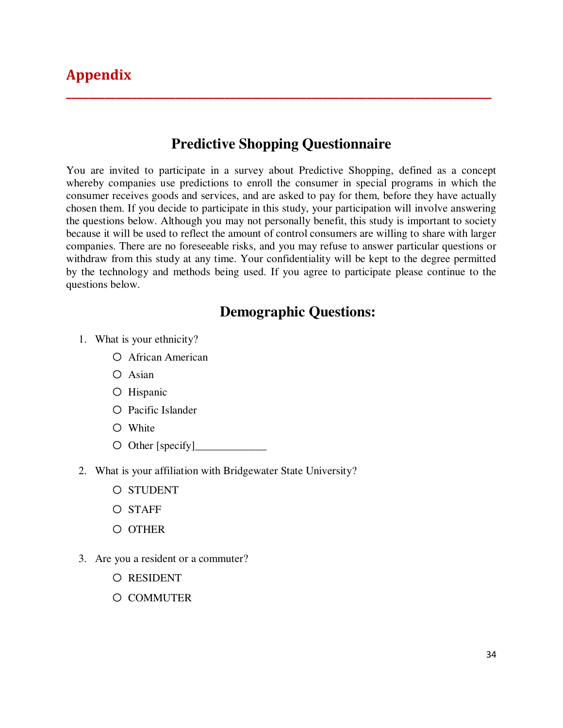# Appendix

## Predictive Shopping Questionnaire

You are invited to participate in a survey about Predictive Shopping, defined as a concept whereby companies use predictions to enroll the consumer in special programs in which the consumer receives goods and services, and are asked to pay for them, before they have actually chosen them. If you decide to participate in this study, your participation will involve answering the questions below. Although you may not personally benefit, this study is important to society because it will be used to reflect the amount of control consumers are willing to share with larger companies. There are no foreseeable risks, and you may refuse to answer particular questions or withdraw from this study at any time. Your confidentiality will be kept to the degree permitted by the technology and methods being used. If you agree to participate please continue to the questions below.

## Demographic Questions:

1. What is your ethnicity?
   - ○ African American
   - ○ Asian
   - ○ Hispanic
   - ○ Pacific Islander
   - ○ White
   - ○ Other [specify]_____________

2. What is your affiliation with Bridgewater State University?
   - ○ STUDENT
   - ○ STAFF
   - ○ OTHER

3. Are you a resident or a commuter?
   - ○ RESIDENT
   - ○ COMMUTER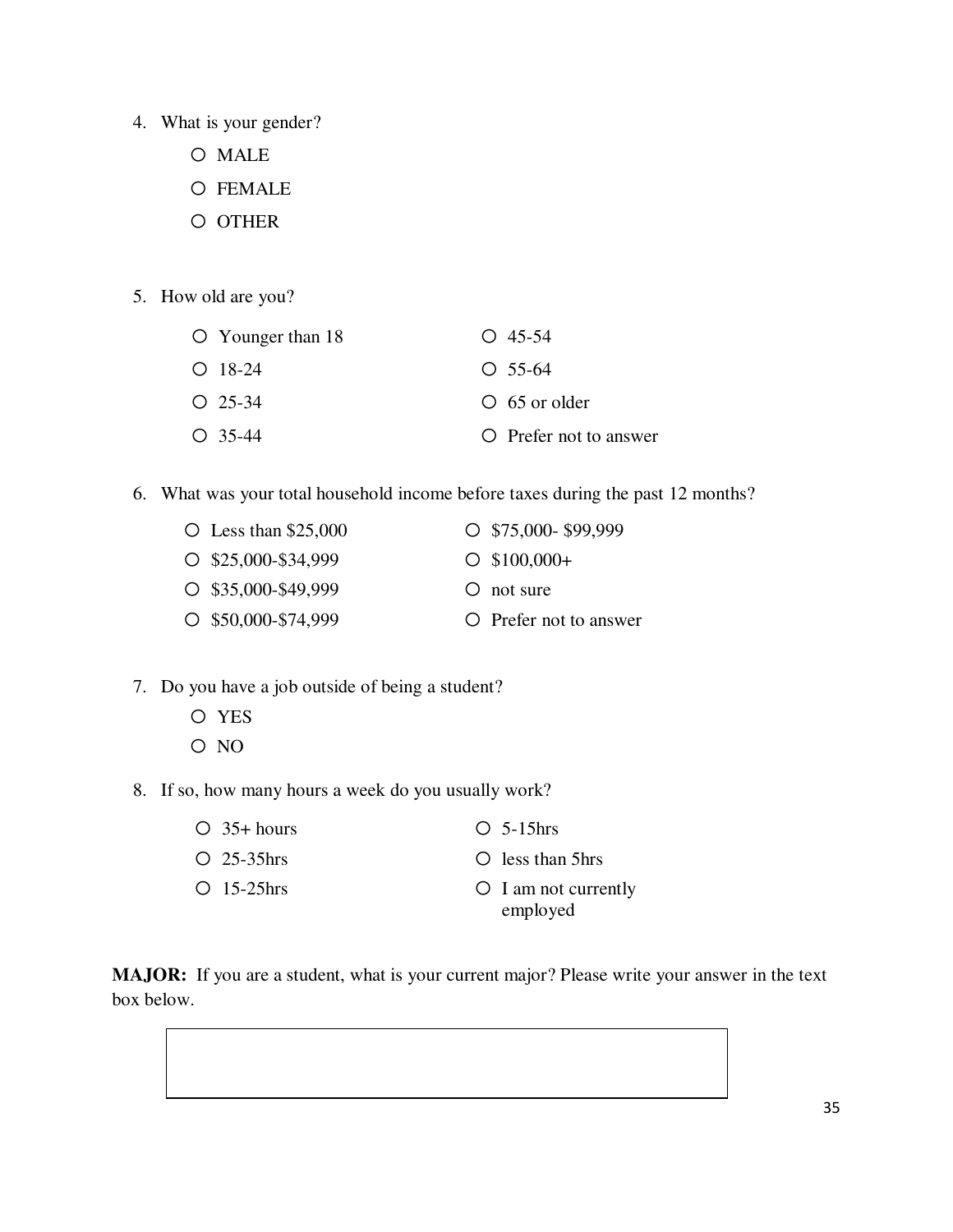4. What is your gender?
   - ○ MALE
   - ○ FEMALE
   - ○ OTHER

5. How old are you?
   - ○ Younger than 18
   - ○ 18-24
   - ○ 25-34
   - ○ 35-44
   - ○ 45-54
   - ○ 55-64
   - ○ 65 or older
   - ○ Prefer not to answer

6. What was your total household income before taxes during the past 12 months?
   - ○ Less than $25,000
   - ○ $25,000-$34,999
   - ○ $35,000-$49,999
   - ○ $50,000-$74,999
   - ○ $75,000- $99,999
   - ○ $100,000+
   - ○ not sure
   - ○ Prefer not to answer

7. Do you have a job outside of being a student?
   - ○ YES
   - ○ NO

8. If so, how many hours a week do you usually work?
   - ○ 35+ hours
   - ○ 25-35hrs
   - ○ 15-25hrs
   - ○ 5-15hrs
   - ○ less than 5hrs
   - ○ I am not currently employed

**MAJOR:** If you are a student, what is your current major? Please write your answer in the text box below.

| |
|---|
| |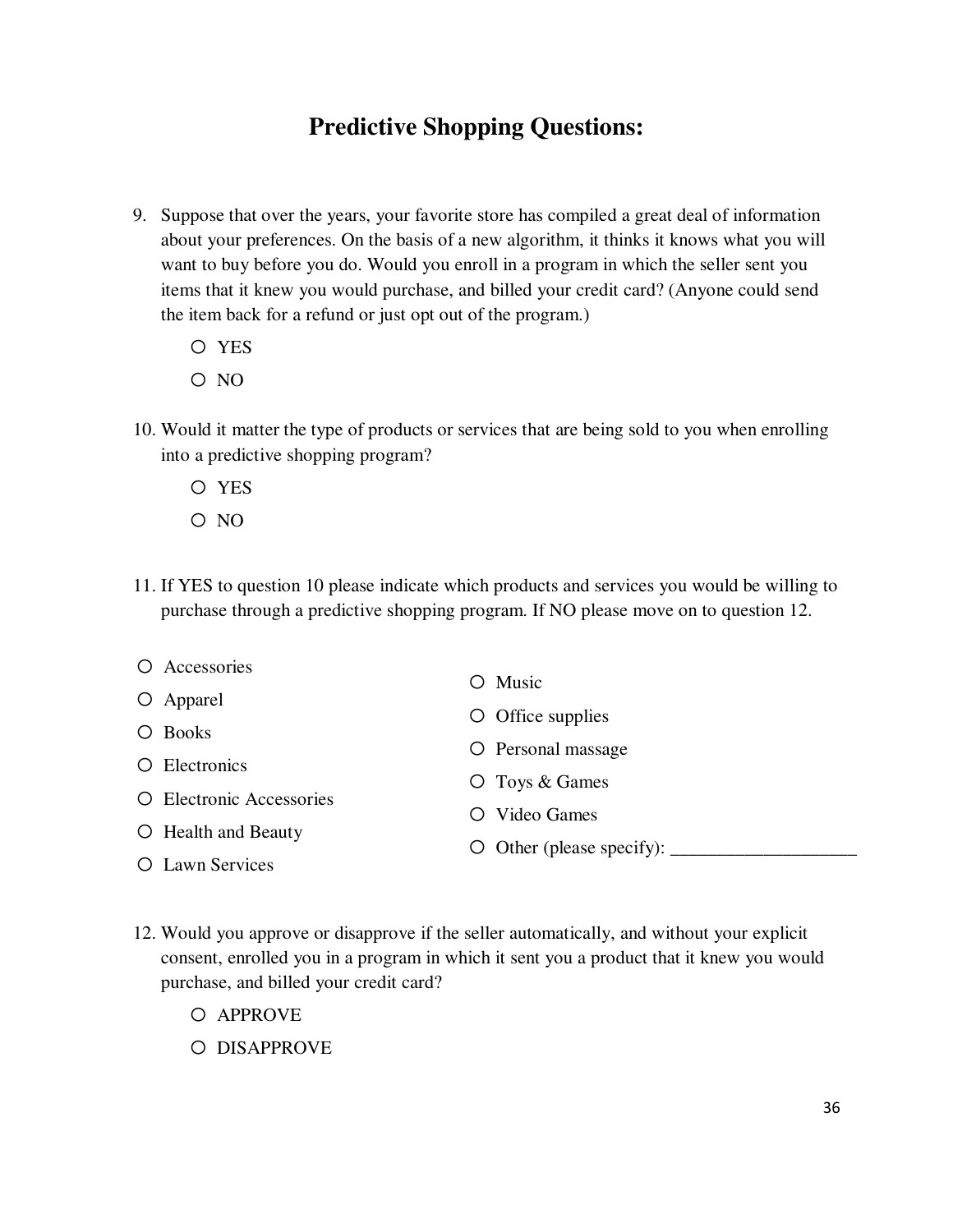# Predictive Shopping Questions:

9. Suppose that over the years, your favorite store has compiled a great deal of information about your preferences. On the basis of a new algorithm, it thinks it knows what you will want to buy before you do. Would you enroll in a program in which the seller sent you items that it knew you would purchase, and billed your credit card? (Anyone could send the item back for a refund or just opt out of the program.)

   - ○ YES
   - ○ NO

10. Would it matter the type of products or services that are being sold to you when enrolling into a predictive shopping program?

    - ○ YES
    - ○ NO

11. If YES to question 10 please indicate which products and services you would be willing to purchase through a predictive shopping program. If NO please move on to question 12.

- ○ Accessories
- ○ Apparel
- ○ Books
- ○ Electronics
- ○ Electronic Accessories
- ○ Health and Beauty
- ○ Lawn Services
- ○ Music
- ○ Office supplies
- ○ Personal massage
- ○ Toys & Games
- ○ Video Games
- ○ Other (please specify): ____________________

12. Would you approve or disapprove if the seller automatically, and without your explicit consent, enrolled you in a program in which it sent you a product that it knew you would purchase, and billed your credit card?

    - ○ APPROVE
    - ○ DISAPPROVE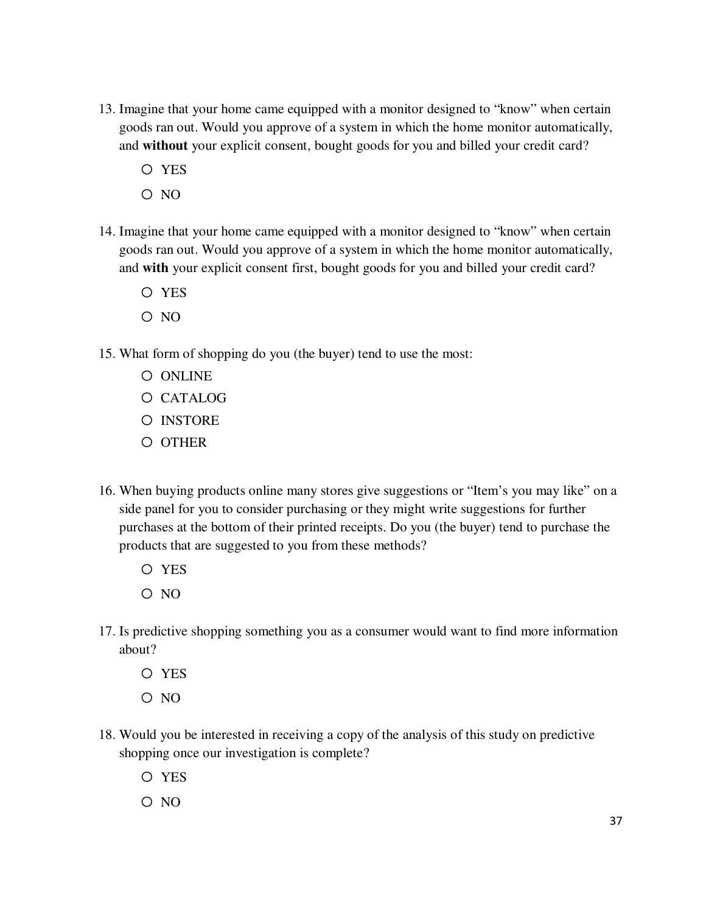13. Imagine that your home came equipped with a monitor designed to “know” when certain goods ran out. Would you approve of a system in which the home monitor automatically, and **without** your explicit consent, bought goods for you and billed your credit card?

    ○ YES

    ○ NO

14. Imagine that your home came equipped with a monitor designed to “know” when certain goods ran out. Would you approve of a system in which the home monitor automatically, and **with** your explicit consent first, bought goods for you and billed your credit card?

    ○ YES

    ○ NO

15. What form of shopping do you (the buyer) tend to use the most:

    ○ ONLINE

    ○ CATALOG

    ○ INSTORE

    ○ OTHER

16. When buying products online many stores give suggestions or “Item’s you may like” on a side panel for you to consider purchasing or they might write suggestions for further purchases at the bottom of their printed receipts. Do you (the buyer) tend to purchase the products that are suggested to you from these methods?

    ○ YES

    ○ NO

17. Is predictive shopping something you as a consumer would want to find more information about?

    ○ YES

    ○ NO

18. Would you be interested in receiving a copy of the analysis of this study on predictive shopping once our investigation is complete?

    ○ YES

    ○ NO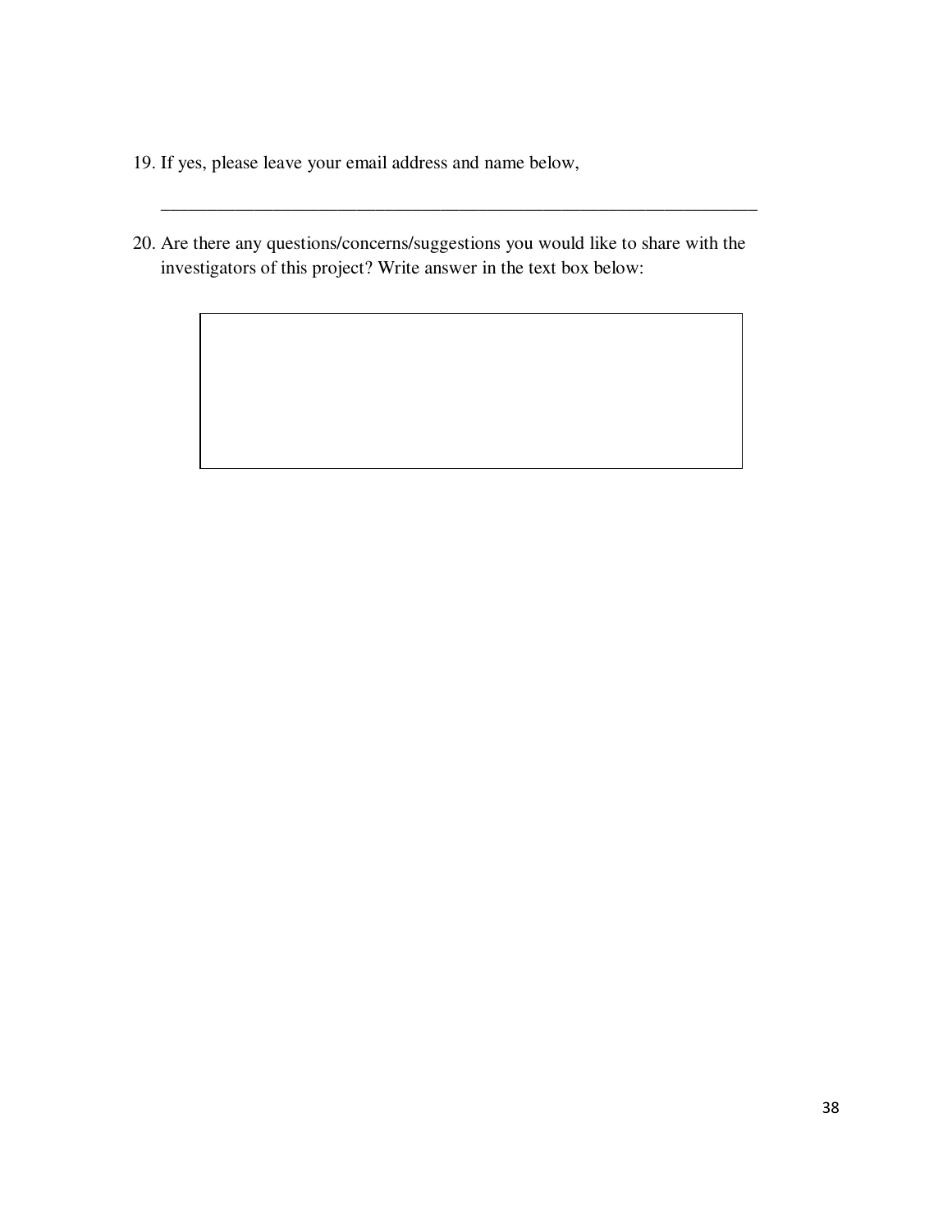19. If yes, please leave your email address and name below,

    ___________________________________________________________________

20. Are there any questions/concerns/suggestions you would like to share with the investigators of this project? Write answer in the text box below:

| |
|---|
| |